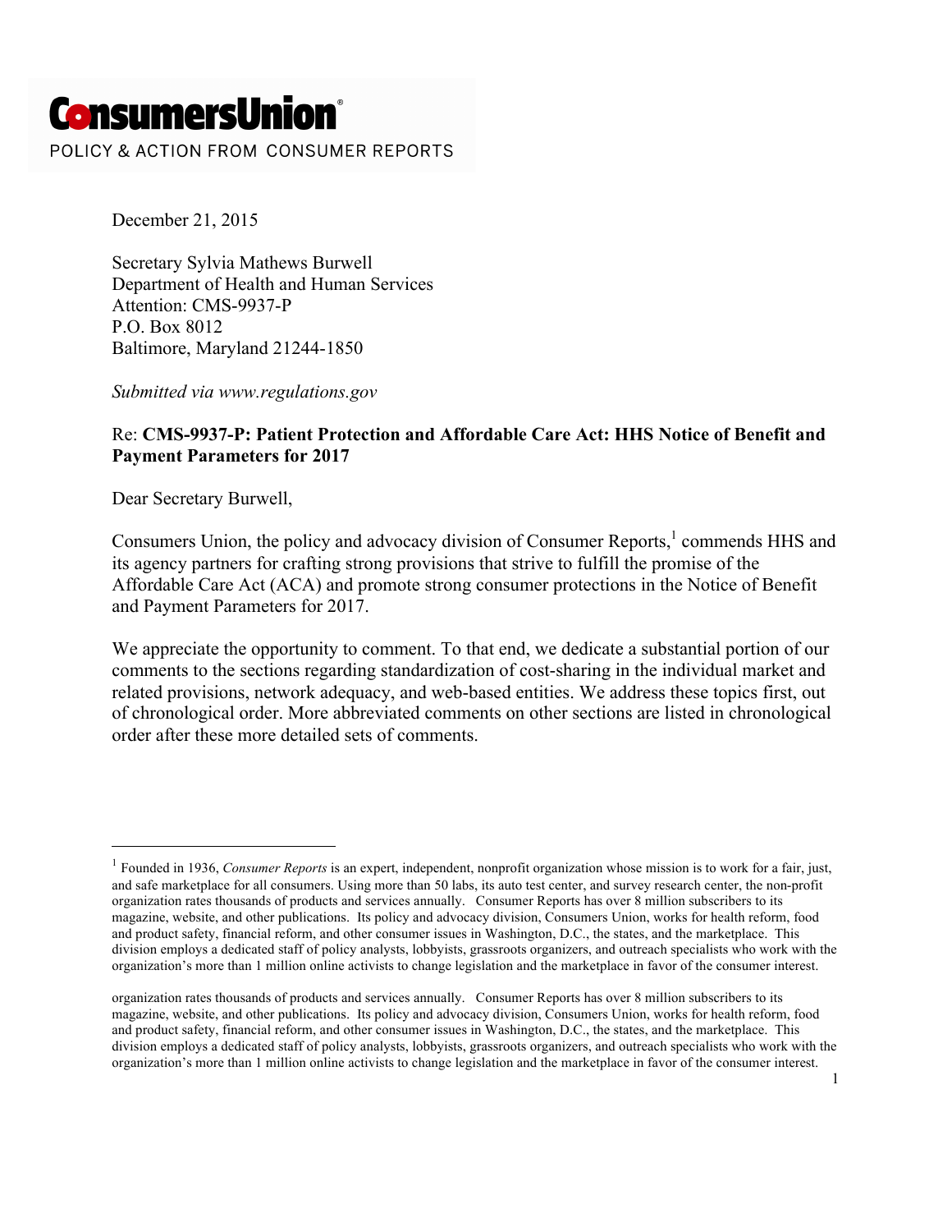**ConsumersUnion**

POLICY & ACTION FROM CONSUMER REPORTS

December 21, 2015

Secretary Sylvia Mathews Burwell
Department of Health and Human Services
Attention: CMS-9937-P
P.O. Box 8012
Baltimore, Maryland 21244-1850

*Submitted via www.regulations.gov*

Re: **CMS-9937-P: Patient Protection and Affordable Care Act: HHS Notice of Benefit and Payment Parameters for 2017**

Dear Secretary Burwell,

Consumers Union, the policy and advocacy division of Consumer Reports,[1] commends HHS and its agency partners for crafting strong provisions that strive to fulfill the promise of the Affordable Care Act (ACA) and promote strong consumer protections in the Notice of Benefit and Payment Parameters for 2017.

We appreciate the opportunity to comment. To that end, we dedicate a substantial portion of our comments to the sections regarding standardization of cost-sharing in the individual market and related provisions, network adequacy, and web-based entities. We address these topics first, out of chronological order. More abbreviated comments on other sections are listed in chronological order after these more detailed sets of comments.

---

[1] Founded in 1936, *Consumer Reports* is an expert, independent, nonprofit organization whose mission is to work for a fair, just, and safe marketplace for all consumers. Using more than 50 labs, its auto test center, and survey research center, the non-profit organization rates thousands of products and services annually. Consumer Reports has over 8 million subscribers to its magazine, website, and other publications. Its policy and advocacy division, Consumers Union, works for health reform, food and product safety, financial reform, and other consumer issues in Washington, D.C., the states, and the marketplace. This division employs a dedicated staff of policy analysts, lobbyists, grassroots organizers, and outreach specialists who work with the organization's more than 1 million online activists to change legislation and the marketplace in favor of the consumer interest.

organization rates thousands of products and services annually. Consumer Reports has over 8 million subscribers to its magazine, website, and other publications. Its policy and advocacy division, Consumers Union, works for health reform, food and product safety, financial reform, and other consumer issues in Washington, D.C., the states, and the marketplace. This division employs a dedicated staff of policy analysts, lobbyists, grassroots organizers, and outreach specialists who work with the organization's more than 1 million online activists to change legislation and the marketplace in favor of the consumer interest.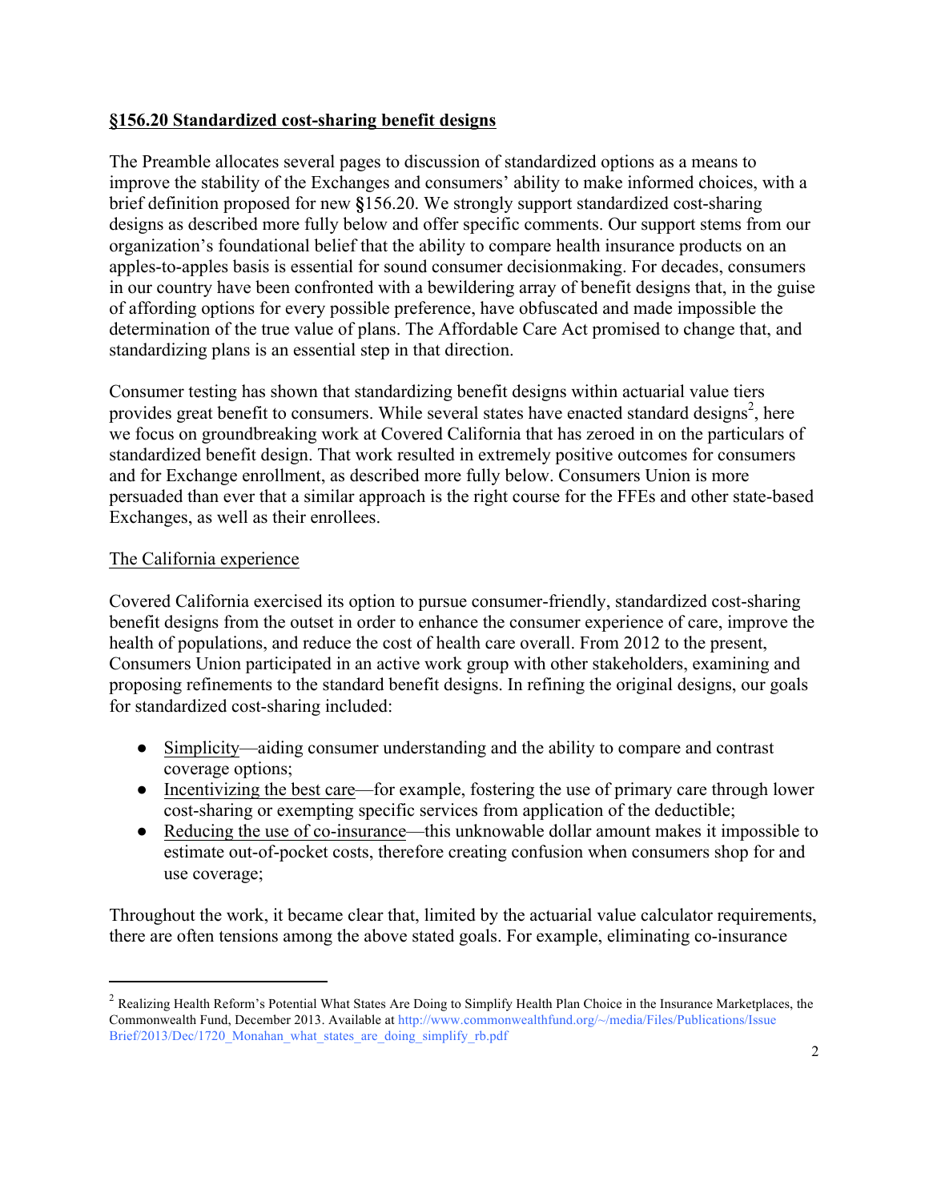**<u>§156.20 Standardized cost-sharing benefit designs</u>**

The Preamble allocates several pages to discussion of standardized options as a means to improve the stability of the Exchanges and consumers' ability to make informed choices, with a brief definition proposed for new **§**156.20. We strongly support standardized cost-sharing designs as described more fully below and offer specific comments. Our support stems from our organization's foundational belief that the ability to compare health insurance products on an apples-to-apples basis is essential for sound consumer decisionmaking. For decades, consumers in our country have been confronted with a bewildering array of benefit designs that, in the guise of affording options for every possible preference, have obfuscated and made impossible the determination of the true value of plans. The Affordable Care Act promised to change that, and standardizing plans is an essential step in that direction.

Consumer testing has shown that standardizing benefit designs within actuarial value tiers provides great benefit to consumers. While several states have enacted standard designs[2], here we focus on groundbreaking work at Covered California that has zeroed in on the particulars of standardized benefit design. That work resulted in extremely positive outcomes for consumers and for Exchange enrollment, as described more fully below. Consumers Union is more persuaded than ever that a similar approach is the right course for the FFEs and other state-based Exchanges, as well as their enrollees.

<u>The California experience</u>

Covered California exercised its option to pursue consumer-friendly, standardized cost-sharing benefit designs from the outset in order to enhance the consumer experience of care, improve the health of populations, and reduce the cost of health care overall. From 2012 to the present, Consumers Union participated in an active work group with other stakeholders, examining and proposing refinements to the standard benefit designs. In refining the original designs, our goals for standardized cost-sharing included:

- <u>Simplicity</u>—aiding consumer understanding and the ability to compare and contrast coverage options;
- <u>Incentivizing the best care</u>—for example, fostering the use of primary care through lower cost-sharing or exempting specific services from application of the deductible;
- <u>Reducing the use of co-insurance</u>—this unknowable dollar amount makes it impossible to estimate out-of-pocket costs, therefore creating confusion when consumers shop for and use coverage;

Throughout the work, it became clear that, limited by the actuarial value calculator requirements, there are often tensions among the above stated goals. For example, eliminating co-insurance

[2] Realizing Health Reform's Potential What States Are Doing to Simplify Health Plan Choice in the Insurance Marketplaces, the Commonwealth Fund, December 2013. Available at http://www.commonwealthfund.org/~/media/Files/Publications/Issue Brief/2013/Dec/1720_Monahan_what_states_are_doing_simplify_rb.pdf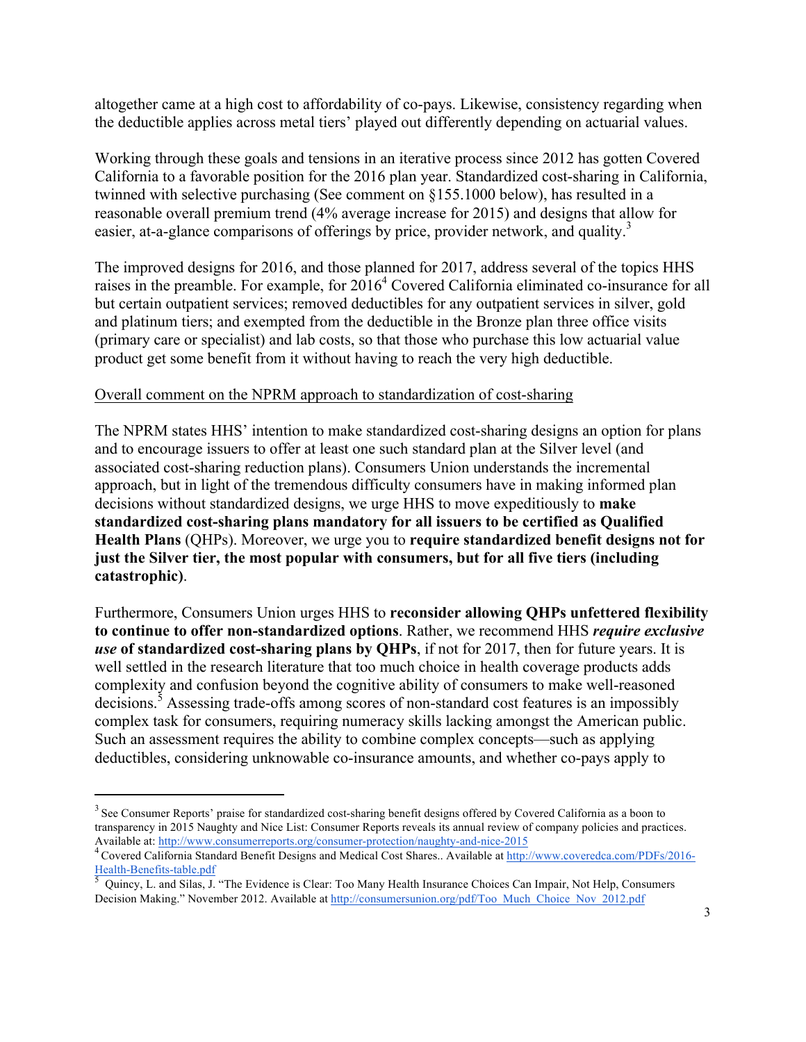altogether came at a high cost to affordability of co-pays. Likewise, consistency regarding when the deductible applies across metal tiers' played out differently depending on actuarial values.

Working through these goals and tensions in an iterative process since 2012 has gotten Covered California to a favorable position for the 2016 plan year. Standardized cost-sharing in California, twinned with selective purchasing (See comment on §155.1000 below), has resulted in a reasonable overall premium trend (4% average increase for 2015) and designs that allow for easier, at-a-glance comparisons of offerings by price, provider network, and quality.[3]

The improved designs for 2016, and those planned for 2017, address several of the topics HHS raises in the preamble. For example, for 2016[4] Covered California eliminated co-insurance for all but certain outpatient services; removed deductibles for any outpatient services in silver, gold and platinum tiers; and exempted from the deductible in the Bronze plan three office visits (primary care or specialist) and lab costs, so that those who purchase this low actuarial value product get some benefit from it without having to reach the very high deductible.

<u>Overall comment on the NPRM approach to standardization of cost-sharing</u>

The NPRM states HHS' intention to make standardized cost-sharing designs an option for plans and to encourage issuers to offer at least one such standard plan at the Silver level (and associated cost-sharing reduction plans). Consumers Union understands the incremental approach, but in light of the tremendous difficulty consumers have in making informed plan decisions without standardized designs, we urge HHS to move expeditiously to **make standardized cost-sharing plans mandatory for all issuers to be certified as Qualified Health Plans** (QHPs). Moreover, we urge you to **require standardized benefit designs not for just the Silver tier, the most popular with consumers, but for all five tiers (including catastrophic)**.

Furthermore, Consumers Union urges HHS to **reconsider allowing QHPs unfettered flexibility to continue to offer non-standardized options**. Rather, we recommend HHS ***require exclusive use*** **of standardized cost-sharing plans by QHPs**, if not for 2017, then for future years. It is well settled in the research literature that too much choice in health coverage products adds complexity and confusion beyond the cognitive ability of consumers to make well-reasoned decisions.[5] Assessing trade-offs among scores of non-standard cost features is an impossibly complex task for consumers, requiring numeracy skills lacking amongst the American public. Such an assessment requires the ability to combine complex concepts—such as applying deductibles, considering unknowable co-insurance amounts, and whether co-pays apply to

---

[3] See Consumer Reports' praise for standardized cost-sharing benefit designs offered by Covered California as a boon to transparency in 2015 Naughty and Nice List: Consumer Reports reveals its annual review of company policies and practices. Available at: http://www.consumerreports.org/consumer-protection/naughty-and-nice-2015

[4] Covered California Standard Benefit Designs and Medical Cost Shares.. Available at http://www.coveredca.com/PDFs/2016-Health-Benefits-table.pdf

[5] Quincy, L. and Silas, J. "The Evidence is Clear: Too Many Health Insurance Choices Can Impair, Not Help, Consumers Decision Making." November 2012. Available at http://consumersunion.org/pdf/Too_Much_Choice_Nov_2012.pdf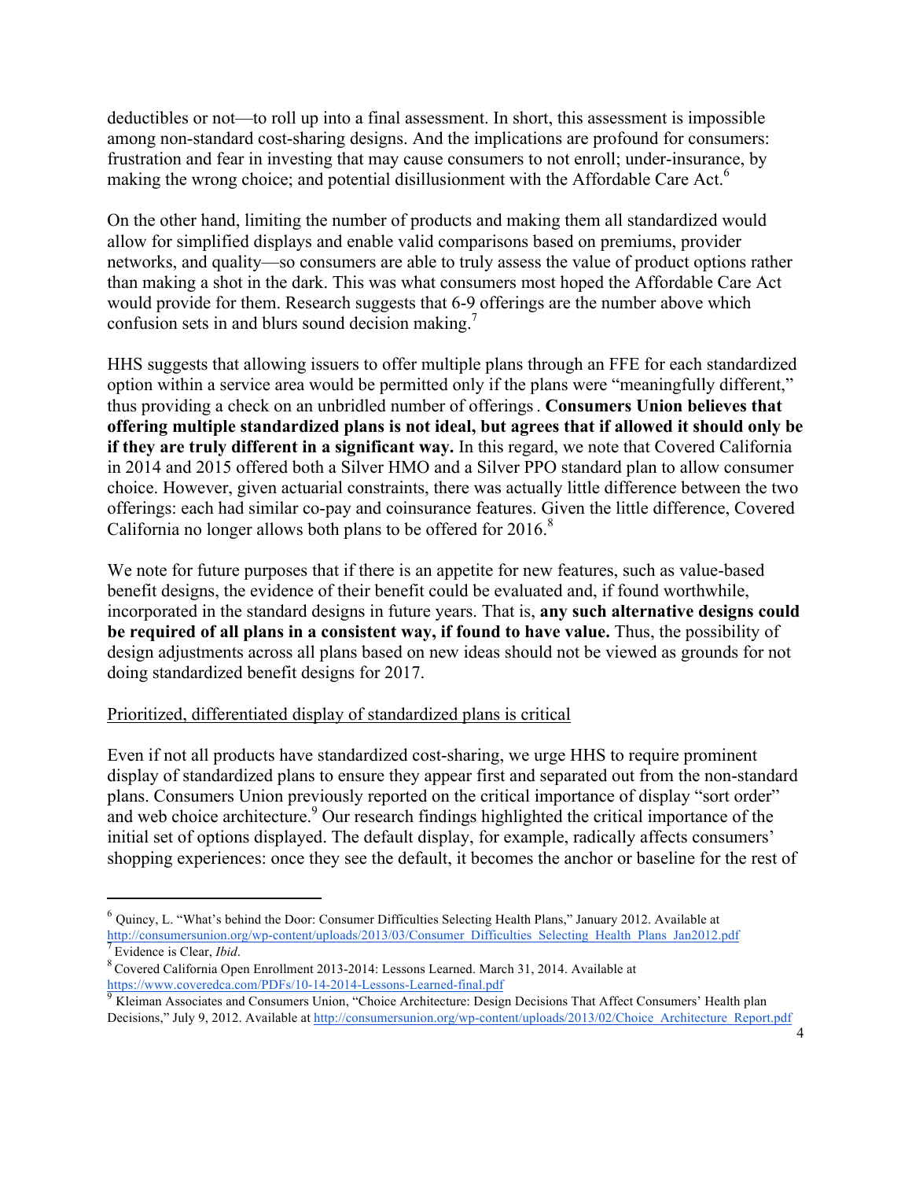deductibles or not—to roll up into a final assessment. In short, this assessment is impossible among non-standard cost-sharing designs. And the implications are profound for consumers: frustration and fear in investing that may cause consumers to not enroll; under-insurance, by making the wrong choice; and potential disillusionment with the Affordable Care Act.[6]

On the other hand, limiting the number of products and making them all standardized would allow for simplified displays and enable valid comparisons based on premiums, provider networks, and quality—so consumers are able to truly assess the value of product options rather than making a shot in the dark. This was what consumers most hoped the Affordable Care Act would provide for them. Research suggests that 6-9 offerings are the number above which confusion sets in and blurs sound decision making.[7]

HHS suggests that allowing issuers to offer multiple plans through an FFE for each standardized option within a service area would be permitted only if the plans were "meaningfully different," thus providing a check on an unbridled number of offerings. **Consumers Union believes that offering multiple standardized plans is not ideal, but agrees that if allowed it should only be if they are truly different in a significant way.** In this regard, we note that Covered California in 2014 and 2015 offered both a Silver HMO and a Silver PPO standard plan to allow consumer choice. However, given actuarial constraints, there was actually little difference between the two offerings: each had similar co-pay and coinsurance features. Given the little difference, Covered California no longer allows both plans to be offered for 2016.[8]

We note for future purposes that if there is an appetite for new features, such as value-based benefit designs, the evidence of their benefit could be evaluated and, if found worthwhile, incorporated in the standard designs in future years. That is, **any such alternative designs could be required of all plans in a consistent way, if found to have value.** Thus, the possibility of design adjustments across all plans based on new ideas should not be viewed as grounds for not doing standardized benefit designs for 2017.

<u>Prioritized, differentiated display of standardized plans is critical</u>

Even if not all products have standardized cost-sharing, we urge HHS to require prominent display of standardized plans to ensure they appear first and separated out from the non-standard plans. Consumers Union previously reported on the critical importance of display "sort order" and web choice architecture.[9] Our research findings highlighted the critical importance of the initial set of options displayed. The default display, for example, radically affects consumers' shopping experiences: once they see the default, it becomes the anchor or baseline for the rest of

---

[6] Quincy, L. "What's behind the Door: Consumer Difficulties Selecting Health Plans," January 2012. Available at http://consumersunion.org/wp-content/uploads/2013/03/Consumer_Difficulties_Selecting_Health_Plans_Jan2012.pdf

[7] Evidence is Clear, *Ibid*.

[8] Covered California Open Enrollment 2013-2014: Lessons Learned. March 31, 2014. Available at https://www.coveredca.com/PDFs/10-14-2014-Lessons-Learned-final.pdf

[9] Kleiman Associates and Consumers Union, "Choice Architecture: Design Decisions That Affect Consumers' Health plan Decisions," July 9, 2012. Available at http://consumersunion.org/wp-content/uploads/2013/02/Choice_Architecture_Report.pdf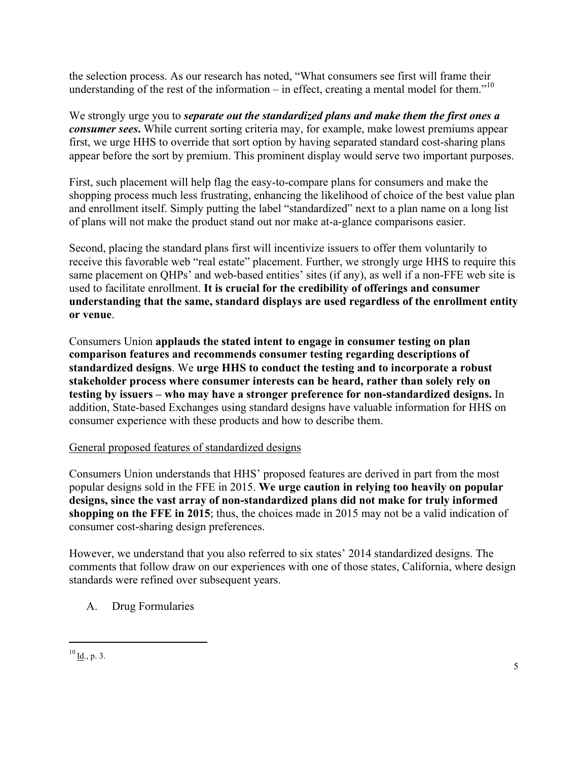the selection process. As our research has noted, "What consumers see first will frame their understanding of the rest of the information – in effect, creating a mental model for them."[10]

We strongly urge you to ***separate out the standardized plans and make them the first ones a consumer sees*.** While current sorting criteria may, for example, make lowest premiums appear first, we urge HHS to override that sort option by having separated standard cost-sharing plans appear before the sort by premium. This prominent display would serve two important purposes.

First, such placement will help flag the easy-to-compare plans for consumers and make the shopping process much less frustrating, enhancing the likelihood of choice of the best value plan and enrollment itself. Simply putting the label "standardized" next to a plan name on a long list of plans will not make the product stand out nor make at-a-glance comparisons easier.

Second, placing the standard plans first will incentivize issuers to offer them voluntarily to receive this favorable web "real estate" placement. Further, we strongly urge HHS to require this same placement on QHPs' and web-based entities' sites (if any), as well if a non-FFE web site is used to facilitate enrollment. **It is crucial for the credibility of offerings and consumer understanding that the same, standard displays are used regardless of the enrollment entity or venue**.

Consumers Union **applauds the stated intent to engage in consumer testing on plan comparison features and recommends consumer testing regarding descriptions of standardized designs**. We **urge HHS to conduct the testing and to incorporate a robust stakeholder process where consumer interests can be heard, rather than solely rely on testing by issuers – who may have a stronger preference for non-standardized designs.** In addition, State-based Exchanges using standard designs have valuable information for HHS on consumer experience with these products and how to describe them.

General proposed features of standardized designs

Consumers Union understands that HHS' proposed features are derived in part from the most popular designs sold in the FFE in 2015. **We urge caution in relying too heavily on popular designs, since the vast array of non-standardized plans did not make for truly informed shopping on the FFE in 2015**; thus, the choices made in 2015 may not be a valid indication of consumer cost-sharing design preferences.

However, we understand that you also referred to six states' 2014 standardized designs. The comments that follow draw on our experiences with one of those states, California, where design standards were refined over subsequent years.

A. Drug Formularies

---

[10] Id., p. 3.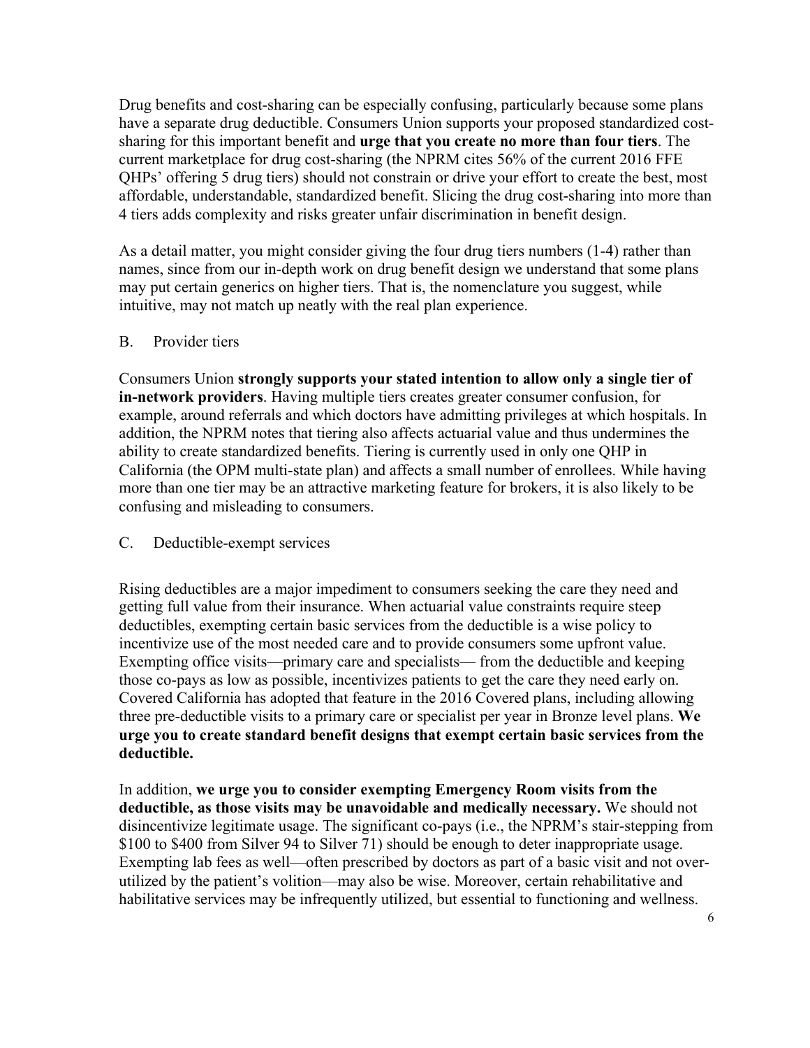Drug benefits and cost-sharing can be especially confusing, particularly because some plans have a separate drug deductible. Consumers Union supports your proposed standardized cost-sharing for this important benefit and **urge that you create no more than four tiers**. The current marketplace for drug cost-sharing (the NPRM cites 56% of the current 2016 FFE QHPs' offering 5 drug tiers) should not constrain or drive your effort to create the best, most affordable, understandable, standardized benefit. Slicing the drug cost-sharing into more than 4 tiers adds complexity and risks greater unfair discrimination in benefit design.

As a detail matter, you might consider giving the four drug tiers numbers (1-4) rather than names, since from our in-depth work on drug benefit design we understand that some plans may put certain generics on higher tiers. That is, the nomenclature you suggest, while intuitive, may not match up neatly with the real plan experience.

B. Provider tiers

Consumers Union **strongly supports your stated intention to allow only a single tier of in-network providers**. Having multiple tiers creates greater consumer confusion, for example, around referrals and which doctors have admitting privileges at which hospitals. In addition, the NPRM notes that tiering also affects actuarial value and thus undermines the ability to create standardized benefits. Tiering is currently used in only one QHP in California (the OPM multi-state plan) and affects a small number of enrollees. While having more than one tier may be an attractive marketing feature for brokers, it is also likely to be confusing and misleading to consumers.

C. Deductible-exempt services

Rising deductibles are a major impediment to consumers seeking the care they need and getting full value from their insurance. When actuarial value constraints require steep deductibles, exempting certain basic services from the deductible is a wise policy to incentivize use of the most needed care and to provide consumers some upfront value. Exempting office visits—primary care and specialists— from the deductible and keeping those co-pays as low as possible, incentivizes patients to get the care they need early on. Covered California has adopted that feature in the 2016 Covered plans, including allowing three pre-deductible visits to a primary care or specialist per year in Bronze level plans. **We urge you to create standard benefit designs that exempt certain basic services from the deductible.**

In addition, **we urge you to consider exempting Emergency Room visits from the deductible, as those visits may be unavoidable and medically necessary.** We should not disincentivize legitimate usage. The significant co-pays (i.e., the NPRM's stair-stepping from \$100 to \$400 from Silver 94 to Silver 71) should be enough to deter inappropriate usage. Exempting lab fees as well—often prescribed by doctors as part of a basic visit and not over-utilized by the patient's volition—may also be wise. Moreover, certain rehabilitative and habilitative services may be infrequently utilized, but essential to functioning and wellness.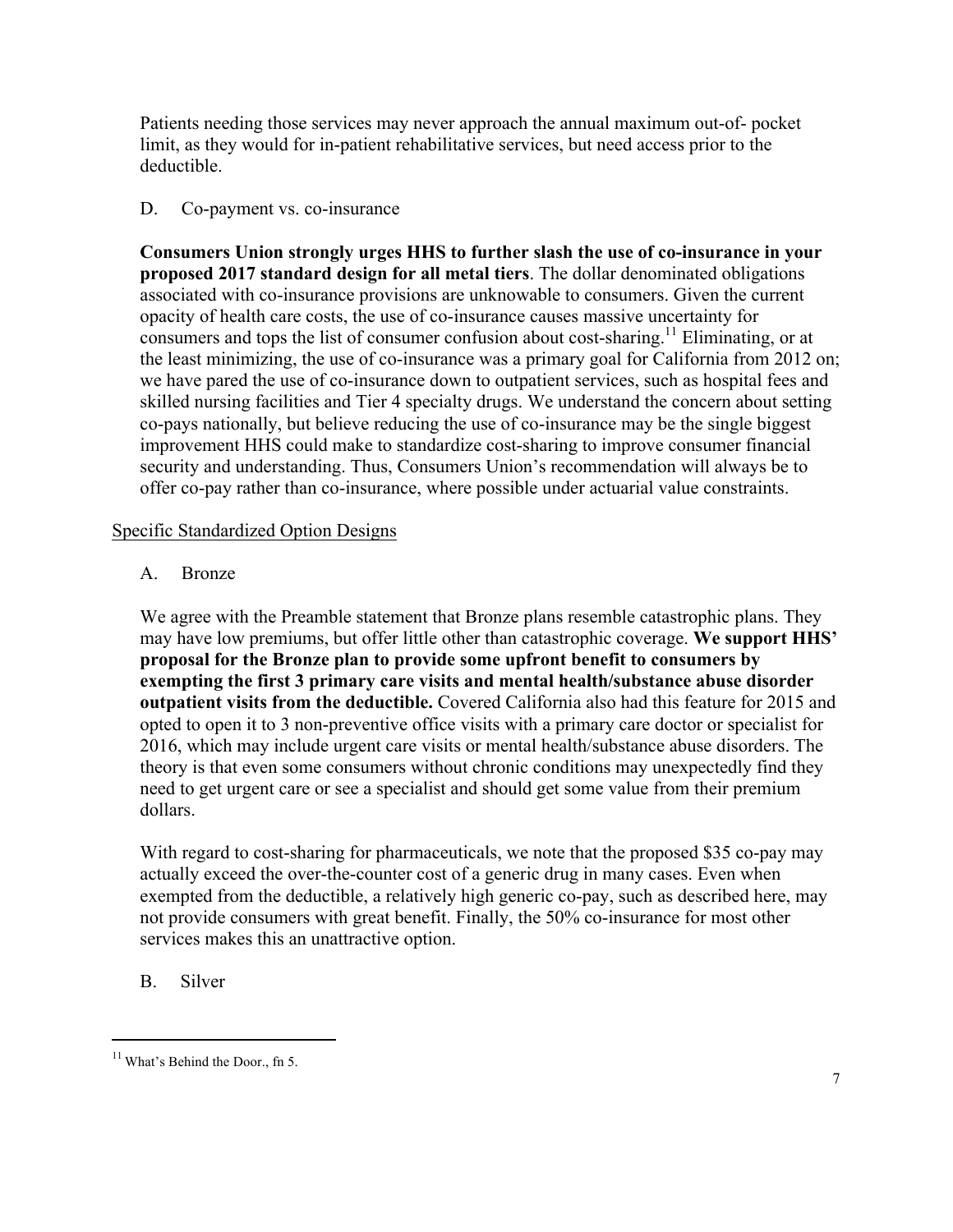Patients needing those services may never approach the annual maximum out-of- pocket limit, as they would for in-patient rehabilitative services, but need access prior to the deductible.

D. Co-payment vs. co-insurance

**Consumers Union strongly urges HHS to further slash the use of co-insurance in your proposed 2017 standard design for all metal tiers**. The dollar denominated obligations associated with co-insurance provisions are unknowable to consumers. Given the current opacity of health care costs, the use of co-insurance causes massive uncertainty for consumers and tops the list of consumer confusion about cost-sharing.[11] Eliminating, or at the least minimizing, the use of co-insurance was a primary goal for California from 2012 on; we have pared the use of co-insurance down to outpatient services, such as hospital fees and skilled nursing facilities and Tier 4 specialty drugs. We understand the concern about setting co-pays nationally, but believe reducing the use of co-insurance may be the single biggest improvement HHS could make to standardize cost-sharing to improve consumer financial security and understanding. Thus, Consumers Union's recommendation will always be to offer co-pay rather than co-insurance, where possible under actuarial value constraints.

## Specific Standardized Option Designs

A. Bronze

We agree with the Preamble statement that Bronze plans resemble catastrophic plans. They may have low premiums, but offer little other than catastrophic coverage. **We support HHS' proposal for the Bronze plan to provide some upfront benefit to consumers by exempting the first 3 primary care visits and mental health/substance abuse disorder outpatient visits from the deductible.** Covered California also had this feature for 2015 and opted to open it to 3 non-preventive office visits with a primary care doctor or specialist for 2016, which may include urgent care visits or mental health/substance abuse disorders. The theory is that even some consumers without chronic conditions may unexpectedly find they need to get urgent care or see a specialist and should get some value from their premium dollars.

With regard to cost-sharing for pharmaceuticals, we note that the proposed $35 co-pay may actually exceed the over-the-counter cost of a generic drug in many cases. Even when exempted from the deductible, a relatively high generic co-pay, such as described here, may not provide consumers with great benefit. Finally, the 50% co-insurance for most other services makes this an unattractive option.

B. Silver

[11] What's Behind the Door., fn 5.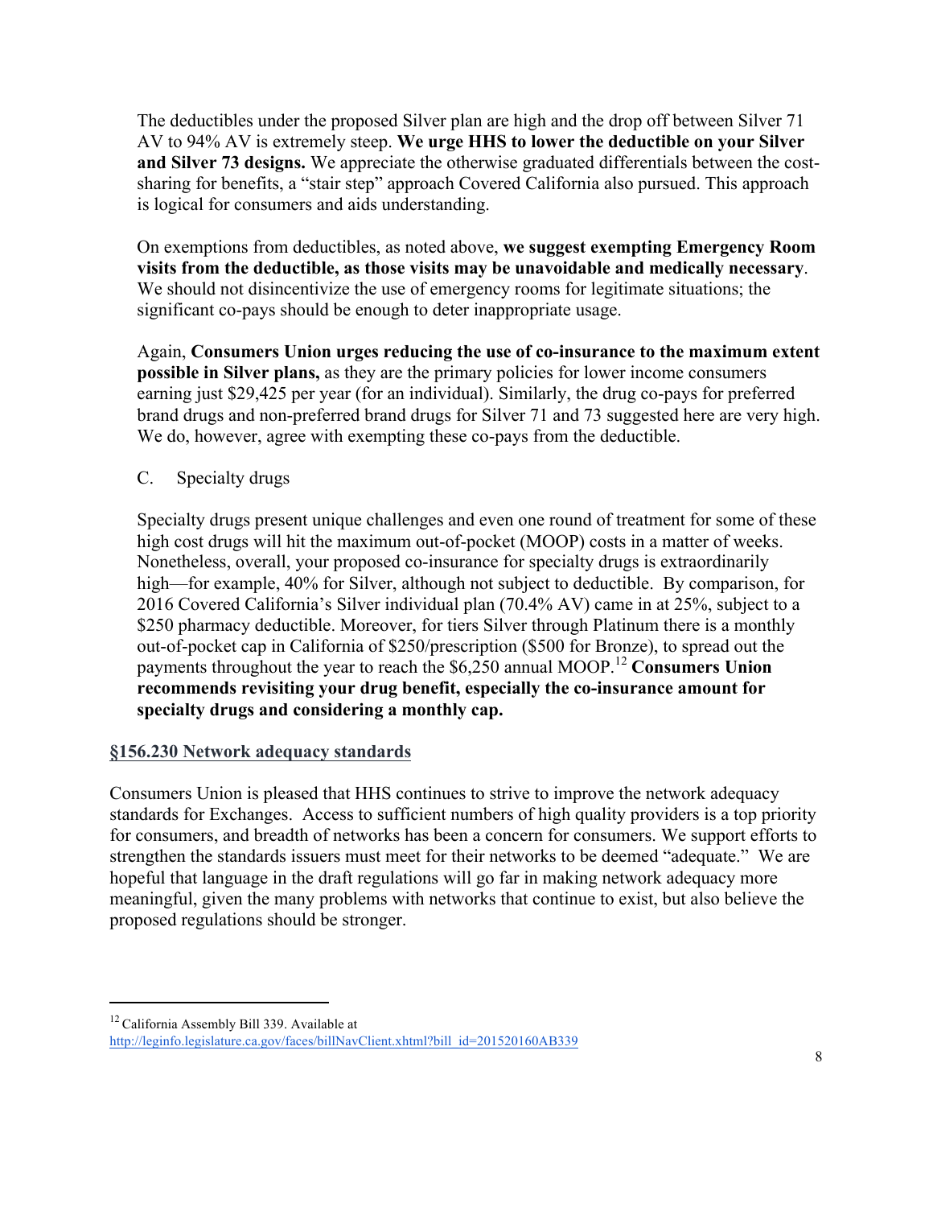The deductibles under the proposed Silver plan are high and the drop off between Silver 71 AV to 94% AV is extremely steep. **We urge HHS to lower the deductible on your Silver and Silver 73 designs.** We appreciate the otherwise graduated differentials between the cost-sharing for benefits, a "stair step" approach Covered California also pursued. This approach is logical for consumers and aids understanding.

On exemptions from deductibles, as noted above, **we suggest exempting Emergency Room visits from the deductible, as those visits may be unavoidable and medically necessary**. We should not disincentivize the use of emergency rooms for legitimate situations; the significant co-pays should be enough to deter inappropriate usage.

Again, **Consumers Union urges reducing the use of co-insurance to the maximum extent possible in Silver plans,** as they are the primary policies for lower income consumers earning just $29,425 per year (for an individual). Similarly, the drug co-pays for preferred brand drugs and non-preferred brand drugs for Silver 71 and 73 suggested here are very high. We do, however, agree with exempting these co-pays from the deductible.

C. Specialty drugs

Specialty drugs present unique challenges and even one round of treatment for some of these high cost drugs will hit the maximum out-of-pocket (MOOP) costs in a matter of weeks. Nonetheless, overall, your proposed co-insurance for specialty drugs is extraordinarily high—for example, 40% for Silver, although not subject to deductible. By comparison, for 2016 Covered California's Silver individual plan (70.4% AV) came in at 25%, subject to a $250 pharmacy deductible. Moreover, for tiers Silver through Platinum there is a monthly out-of-pocket cap in California of $250/prescription ($500 for Bronze), to spread out the payments throughout the year to reach the $6,250 annual MOOP.[12] **Consumers Union recommends revisiting your drug benefit, especially the co-insurance amount for specialty drugs and considering a monthly cap.**

## §156.230 Network adequacy standards

Consumers Union is pleased that HHS continues to strive to improve the network adequacy standards for Exchanges. Access to sufficient numbers of high quality providers is a top priority for consumers, and breadth of networks has been a concern for consumers. We support efforts to strengthen the standards issuers must meet for their networks to be deemed "adequate." We are hopeful that language in the draft regulations will go far in making network adequacy more meaningful, given the many problems with networks that continue to exist, but also believe the proposed regulations should be stronger.

---

[12] California Assembly Bill 339. Available at http://leginfo.legislature.ca.gov/faces/billNavClient.xhtml?bill_id=201520160AB339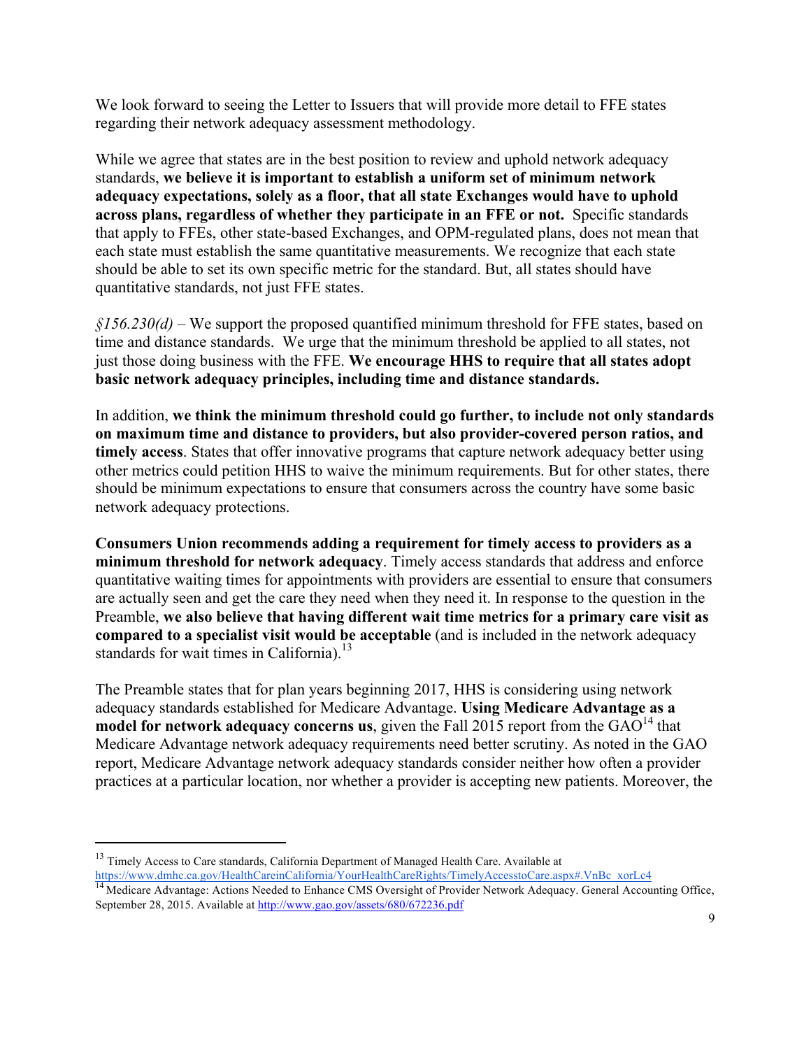We look forward to seeing the Letter to Issuers that will provide more detail to FFE states regarding their network adequacy assessment methodology.

While we agree that states are in the best position to review and uphold network adequacy standards, **we believe it is important to establish a uniform set of minimum network adequacy expectations, solely as a floor, that all state Exchanges would have to uphold across plans, regardless of whether they participate in an FFE or not.** Specific standards that apply to FFEs, other state-based Exchanges, and OPM-regulated plans, does not mean that each state must establish the same quantitative measurements. We recognize that each state should be able to set its own specific metric for the standard. But, all states should have quantitative standards, not just FFE states.

*§156.230(d)* – We support the proposed quantified minimum threshold for FFE states, based on time and distance standards. We urge that the minimum threshold be applied to all states, not just those doing business with the FFE. **We encourage HHS to require that all states adopt basic network adequacy principles, including time and distance standards.**

In addition, **we think the minimum threshold could go further, to include not only standards on maximum time and distance to providers, but also provider-covered person ratios, and timely access**. States that offer innovative programs that capture network adequacy better using other metrics could petition HHS to waive the minimum requirements. But for other states, there should be minimum expectations to ensure that consumers across the country have some basic network adequacy protections.

**Consumers Union recommends adding a requirement for timely access to providers as a minimum threshold for network adequacy**. Timely access standards that address and enforce quantitative waiting times for appointments with providers are essential to ensure that consumers are actually seen and get the care they need when they need it. In response to the question in the Preamble, **we also believe that having different wait time metrics for a primary care visit as compared to a specialist visit would be acceptable** (and is included in the network adequacy standards for wait times in California).[13]

The Preamble states that for plan years beginning 2017, HHS is considering using network adequacy standards established for Medicare Advantage. **Using Medicare Advantage as a model for network adequacy concerns us**, given the Fall 2015 report from the GAO[14] that Medicare Advantage network adequacy requirements need better scrutiny. As noted in the GAO report, Medicare Advantage network adequacy standards consider neither how often a provider practices at a particular location, nor whether a provider is accepting new patients. Moreover, the

---

[13] Timely Access to Care standards, California Department of Managed Health Care. Available at https://www.dmhc.ca.gov/HealthCareinCalifornia/YourHealthCareRights/TimelyAccesstoCare.aspx#.VnBc_xorLc4

[14] Medicare Advantage: Actions Needed to Enhance CMS Oversight of Provider Network Adequacy. General Accounting Office, September 28, 2015. Available at http://www.gao.gov/assets/680/672236.pdf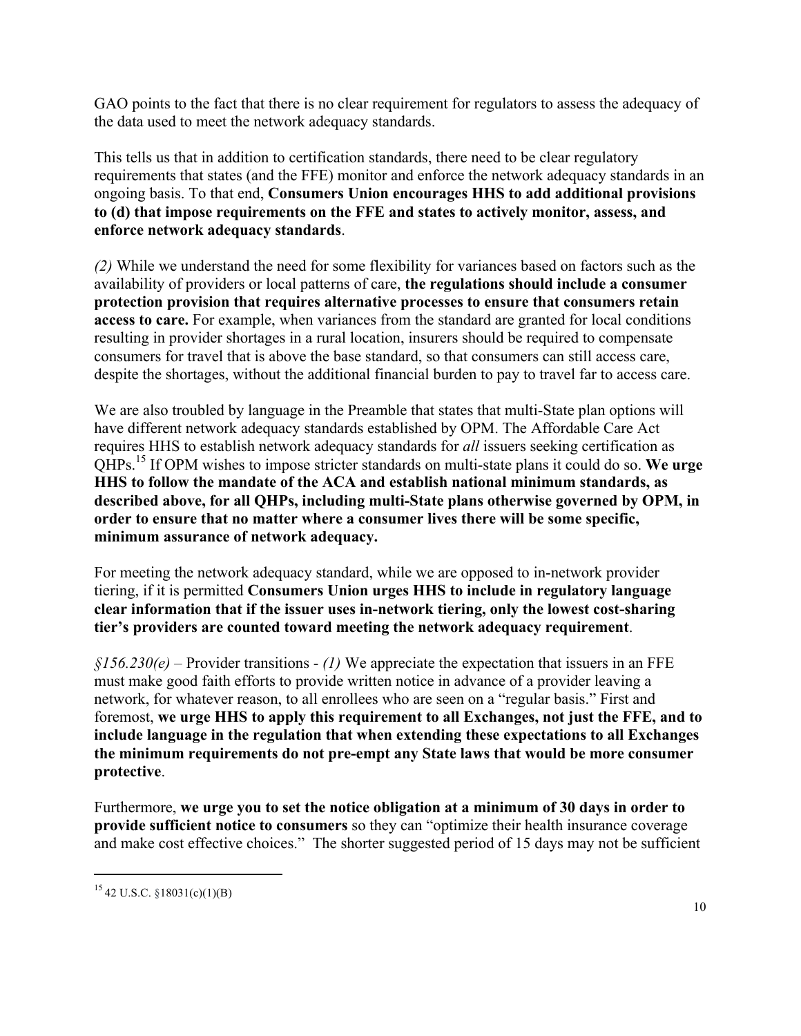GAO points to the fact that there is no clear requirement for regulators to assess the adequacy of the data used to meet the network adequacy standards.

This tells us that in addition to certification standards, there need to be clear regulatory requirements that states (and the FFE) monitor and enforce the network adequacy standards in an ongoing basis. To that end, **Consumers Union encourages HHS to add additional provisions to (d) that impose requirements on the FFE and states to actively monitor, assess, and enforce network adequacy standards**.

*(2)* While we understand the need for some flexibility for variances based on factors such as the availability of providers or local patterns of care, **the regulations should include a consumer protection provision that requires alternative processes to ensure that consumers retain access to care.** For example, when variances from the standard are granted for local conditions resulting in provider shortages in a rural location, insurers should be required to compensate consumers for travel that is above the base standard, so that consumers can still access care, despite the shortages, without the additional financial burden to pay to travel far to access care.

We are also troubled by language in the Preamble that states that multi-State plan options will have different network adequacy standards established by OPM. The Affordable Care Act requires HHS to establish network adequacy standards for *all* issuers seeking certification as QHPs.[15] If OPM wishes to impose stricter standards on multi-state plans it could do so. **We urge HHS to follow the mandate of the ACA and establish national minimum standards, as described above, for all QHPs, including multi-State plans otherwise governed by OPM, in order to ensure that no matter where a consumer lives there will be some specific, minimum assurance of network adequacy.**

For meeting the network adequacy standard, while we are opposed to in-network provider tiering, if it is permitted **Consumers Union urges HHS to include in regulatory language clear information that if the issuer uses in-network tiering, only the lowest cost-sharing tier's providers are counted toward meeting the network adequacy requirement**.

*§156.230(e)* – Provider transitions - *(1)* We appreciate the expectation that issuers in an FFE must make good faith efforts to provide written notice in advance of a provider leaving a network, for whatever reason, to all enrollees who are seen on a "regular basis." First and foremost, **we urge HHS to apply this requirement to all Exchanges, not just the FFE, and to include language in the regulation that when extending these expectations to all Exchanges the minimum requirements do not pre-empt any State laws that would be more consumer protective**.

Furthermore, **we urge you to set the notice obligation at a minimum of 30 days in order to provide sufficient notice to consumers** so they can "optimize their health insurance coverage and make cost effective choices." The shorter suggested period of 15 days may not be sufficient

---

[15] 42 U.S.C. §18031(c)(1)(B)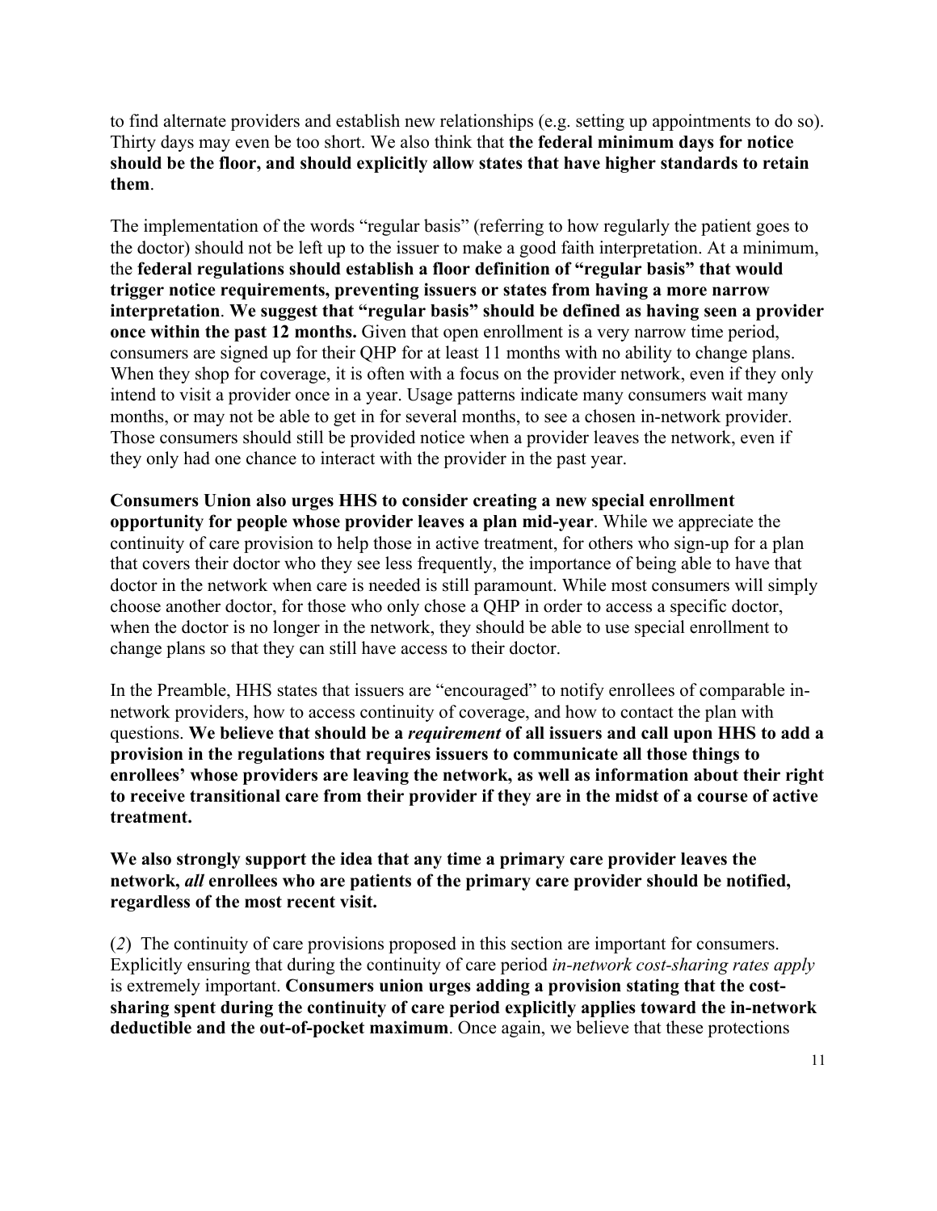to find alternate providers and establish new relationships (e.g. setting up appointments to do so). Thirty days may even be too short. We also think that **the federal minimum days for notice should be the floor, and should explicitly allow states that have higher standards to retain them**.

The implementation of the words "regular basis" (referring to how regularly the patient goes to the doctor) should not be left up to the issuer to make a good faith interpretation. At a minimum, the **federal regulations should establish a floor definition of "regular basis" that would trigger notice requirements, preventing issuers or states from having a more narrow interpretation**. **We suggest that "regular basis" should be defined as having seen a provider once within the past 12 months.** Given that open enrollment is a very narrow time period, consumers are signed up for their QHP for at least 11 months with no ability to change plans. When they shop for coverage, it is often with a focus on the provider network, even if they only intend to visit a provider once in a year. Usage patterns indicate many consumers wait many months, or may not be able to get in for several months, to see a chosen in-network provider. Those consumers should still be provided notice when a provider leaves the network, even if they only had one chance to interact with the provider in the past year.

**Consumers Union also urges HHS to consider creating a new special enrollment opportunity for people whose provider leaves a plan mid-year**. While we appreciate the continuity of care provision to help those in active treatment, for others who sign-up for a plan that covers their doctor who they see less frequently, the importance of being able to have that doctor in the network when care is needed is still paramount. While most consumers will simply choose another doctor, for those who only chose a QHP in order to access a specific doctor, when the doctor is no longer in the network, they should be able to use special enrollment to change plans so that they can still have access to their doctor.

In the Preamble, HHS states that issuers are "encouraged" to notify enrollees of comparable in-network providers, how to access continuity of coverage, and how to contact the plan with questions. **We believe that should be a *requirement* of all issuers and call upon HHS to add a provision in the regulations that requires issuers to communicate all those things to enrollees' whose providers are leaving the network, as well as information about their right to receive transitional care from their provider if they are in the midst of a course of active treatment.**

**We also strongly support the idea that any time a primary care provider leaves the network, *all* enrollees who are patients of the primary care provider should be notified, regardless of the most recent visit.**

(*2*) The continuity of care provisions proposed in this section are important for consumers. Explicitly ensuring that during the continuity of care period *in-network cost-sharing rates apply* is extremely important. **Consumers union urges adding a provision stating that the cost-sharing spent during the continuity of care period explicitly applies toward the in-network deductible and the out-of-pocket maximum**. Once again, we believe that these protections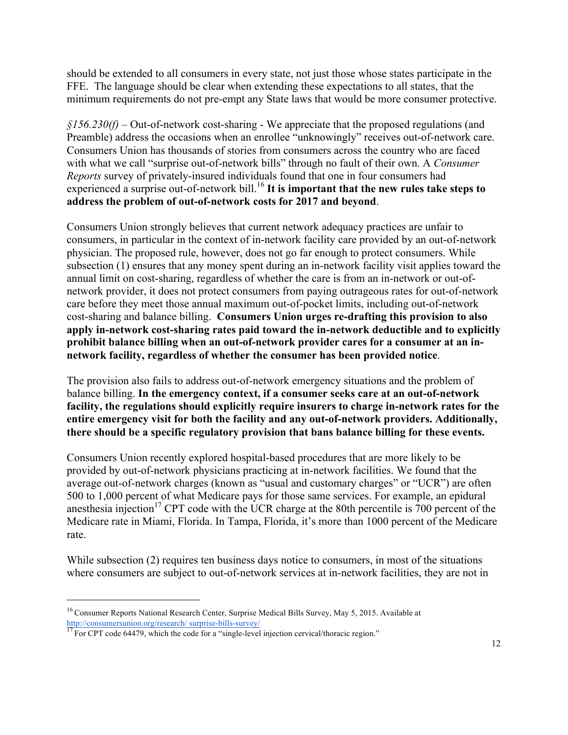should be extended to all consumers in every state, not just those whose states participate in the FFE. The language should be clear when extending these expectations to all states, that the minimum requirements do not pre-empt any State laws that would be more consumer protective.

*§156.230(f)* – Out-of-network cost-sharing - We appreciate that the proposed regulations (and Preamble) address the occasions when an enrollee "unknowingly" receives out-of-network care. Consumers Union has thousands of stories from consumers across the country who are faced with what we call "surprise out-of-network bills" through no fault of their own. A *Consumer Reports* survey of privately-insured individuals found that one in four consumers had experienced a surprise out-of-network bill.[16] **It is important that the new rules take steps to address the problem of out-of-network costs for 2017 and beyond**.

Consumers Union strongly believes that current network adequacy practices are unfair to consumers, in particular in the context of in-network facility care provided by an out-of-network physician. The proposed rule, however, does not go far enough to protect consumers. While subsection (1) ensures that any money spent during an in-network facility visit applies toward the annual limit on cost-sharing, regardless of whether the care is from an in-network or out-of-network provider, it does not protect consumers from paying outrageous rates for out-of-network care before they meet those annual maximum out-of-pocket limits, including out-of-network cost-sharing and balance billing. **Consumers Union urges re-drafting this provision to also apply in-network cost-sharing rates paid toward the in-network deductible and to explicitly prohibit balance billing when an out-of-network provider cares for a consumer at an in-network facility, regardless of whether the consumer has been provided notice**.

The provision also fails to address out-of-network emergency situations and the problem of balance billing. **In the emergency context, if a consumer seeks care at an out-of-network facility, the regulations should explicitly require insurers to charge in-network rates for the entire emergency visit for both the facility and any out-of-network providers. Additionally, there should be a specific regulatory provision that bans balance billing for these events.**

Consumers Union recently explored hospital-based procedures that are more likely to be provided by out-of-network physicians practicing at in-network facilities. We found that the average out-of-network charges (known as "usual and customary charges" or "UCR") are often 500 to 1,000 percent of what Medicare pays for those same services. For example, an epidural anesthesia injection[17] CPT code with the UCR charge at the 80th percentile is 700 percent of the Medicare rate in Miami, Florida. In Tampa, Florida, it's more than 1000 percent of the Medicare rate.

While subsection (2) requires ten business days notice to consumers, in most of the situations where consumers are subject to out-of-network services at in-network facilities, they are not in

---

[16] Consumer Reports National Research Center, Surprise Medical Bills Survey, May 5, 2015. Available at http://consumersunion.org/research/ surprise-bills-survey/

[17] For CPT code 64479, which the code for a "single-level injection cervical/thoracic region."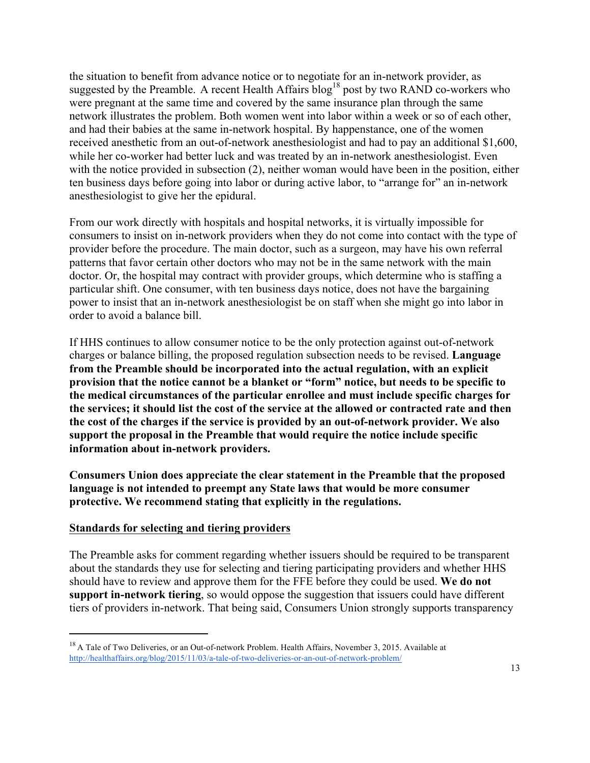the situation to benefit from advance notice or to negotiate for an in-network provider, as suggested by the Preamble. A recent Health Affairs blog[18] post by two RAND co-workers who were pregnant at the same time and covered by the same insurance plan through the same network illustrates the problem. Both women went into labor within a week or so of each other, and had their babies at the same in-network hospital. By happenstance, one of the women received anesthetic from an out-of-network anesthesiologist and had to pay an additional $1,600, while her co-worker had better luck and was treated by an in-network anesthesiologist. Even with the notice provided in subsection (2), neither woman would have been in the position, either ten business days before going into labor or during active labor, to "arrange for" an in-network anesthesiologist to give her the epidural.

From our work directly with hospitals and hospital networks, it is virtually impossible for consumers to insist on in-network providers when they do not come into contact with the type of provider before the procedure. The main doctor, such as a surgeon, may have his own referral patterns that favor certain other doctors who may not be in the same network with the main doctor. Or, the hospital may contract with provider groups, which determine who is staffing a particular shift. One consumer, with ten business days notice, does not have the bargaining power to insist that an in-network anesthesiologist be on staff when she might go into labor in order to avoid a balance bill.

If HHS continues to allow consumer notice to be the only protection against out-of-network charges or balance billing, the proposed regulation subsection needs to be revised. **Language from the Preamble should be incorporated into the actual regulation, with an explicit provision that the notice cannot be a blanket or "form" notice, but needs to be specific to the medical circumstances of the particular enrollee and must include specific charges for the services; it should list the cost of the service at the allowed or contracted rate and then the cost of the charges if the service is provided by an out-of-network provider. We also support the proposal in the Preamble that would require the notice include specific information about in-network providers.**

**Consumers Union does appreciate the clear statement in the Preamble that the proposed language is not intended to preempt any State laws that would be more consumer protective. We recommend stating that explicitly in the regulations.**

<u>**Standards for selecting and tiering providers**</u>

The Preamble asks for comment regarding whether issuers should be required to be transparent about the standards they use for selecting and tiering participating providers and whether HHS should have to review and approve them for the FFE before they could be used. **We do not support in-network tiering**, so would oppose the suggestion that issuers could have different tiers of providers in-network. That being said, Consumers Union strongly supports transparency

---

[18] A Tale of Two Deliveries, or an Out-of-network Problem. Health Affairs, November 3, 2015. Available at http://healthaffairs.org/blog/2015/11/03/a-tale-of-two-deliveries-or-an-out-of-network-problem/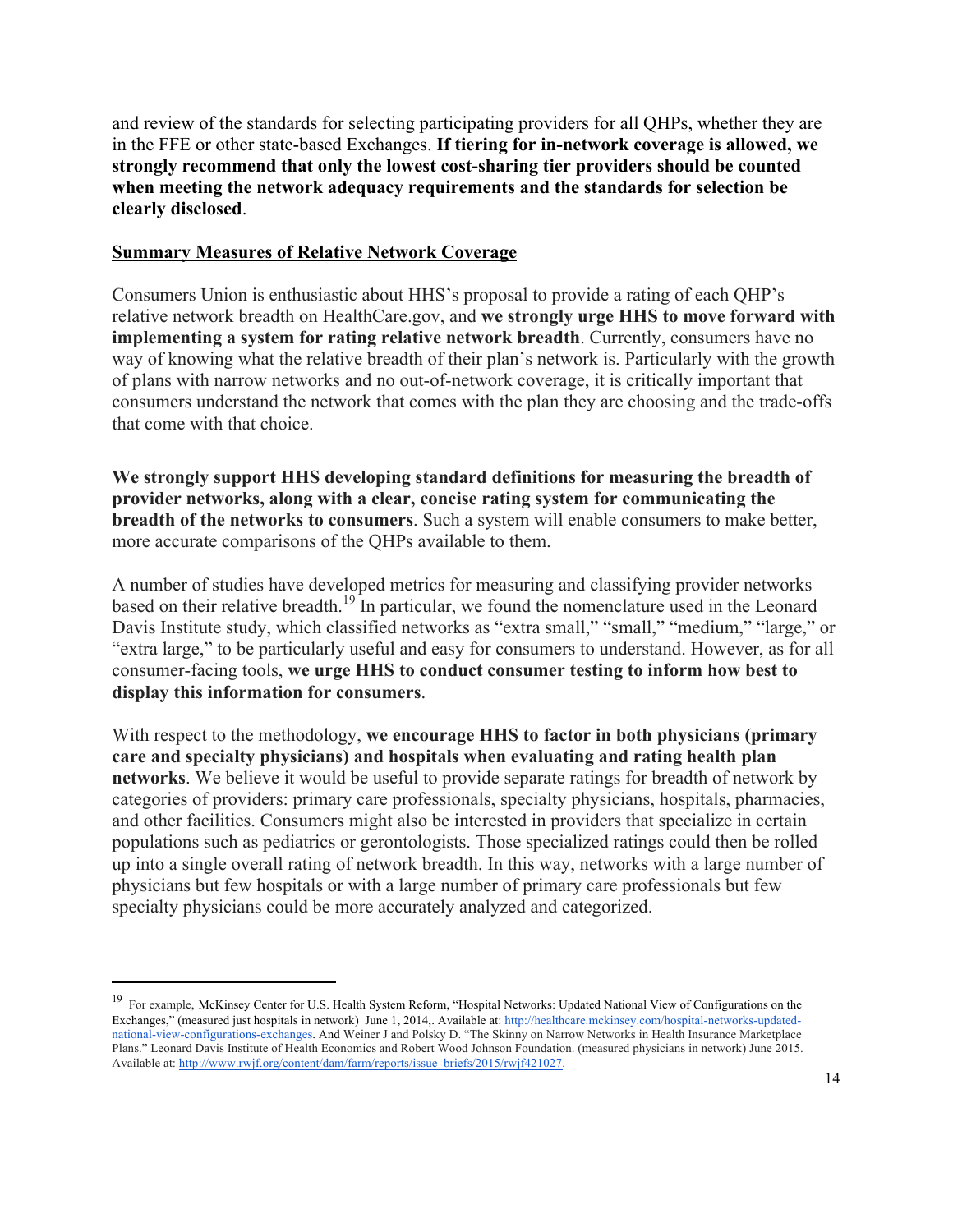and review of the standards for selecting participating providers for all QHPs, whether they are in the FFE or other state-based Exchanges. **If tiering for in-network coverage is allowed, we strongly recommend that only the lowest cost-sharing tier providers should be counted when meeting the network adequacy requirements and the standards for selection be clearly disclosed**.

## Summary Measures of Relative Network Coverage

Consumers Union is enthusiastic about HHS's proposal to provide a rating of each QHP's relative network breadth on HealthCare.gov, and **we strongly urge HHS to move forward with implementing a system for rating relative network breadth**. Currently, consumers have no way of knowing what the relative breadth of their plan's network is. Particularly with the growth of plans with narrow networks and no out-of-network coverage, it is critically important that consumers understand the network that comes with the plan they are choosing and the trade-offs that come with that choice.

**We strongly support HHS developing standard definitions for measuring the breadth of provider networks, along with a clear, concise rating system for communicating the breadth of the networks to consumers**. Such a system will enable consumers to make better, more accurate comparisons of the QHPs available to them.

A number of studies have developed metrics for measuring and classifying provider networks based on their relative breadth.[19] In particular, we found the nomenclature used in the Leonard Davis Institute study, which classified networks as "extra small," "small," "medium," "large," or "extra large," to be particularly useful and easy for consumers to understand. However, as for all consumer-facing tools, **we urge HHS to conduct consumer testing to inform how best to display this information for consumers**.

With respect to the methodology, **we encourage HHS to factor in both physicians (primary care and specialty physicians) and hospitals when evaluating and rating health plan networks**. We believe it would be useful to provide separate ratings for breadth of network by categories of providers: primary care professionals, specialty physicians, hospitals, pharmacies, and other facilities. Consumers might also be interested in providers that specialize in certain populations such as pediatrics or gerontologists. Those specialized ratings could then be rolled up into a single overall rating of network breadth. In this way, networks with a large number of physicians but few hospitals or with a large number of primary care professionals but few specialty physicians could be more accurately analyzed and categorized.

---

[19] For example, McKinsey Center for U.S. Health System Reform, "Hospital Networks: Updated National View of Configurations on the Exchanges," (measured just hospitals in network) June 1, 2014,. Available at: http://healthcare.mckinsey.com/hospital-networks-updated-national-view-configurations-exchanges. And Weiner J and Polsky D. "The Skinny on Narrow Networks in Health Insurance Marketplace Plans." Leonard Davis Institute of Health Economics and Robert Wood Johnson Foundation. (measured physicians in network) June 2015. Available at: http://www.rwjf.org/content/dam/farm/reports/issue_briefs/2015/rwjf421027.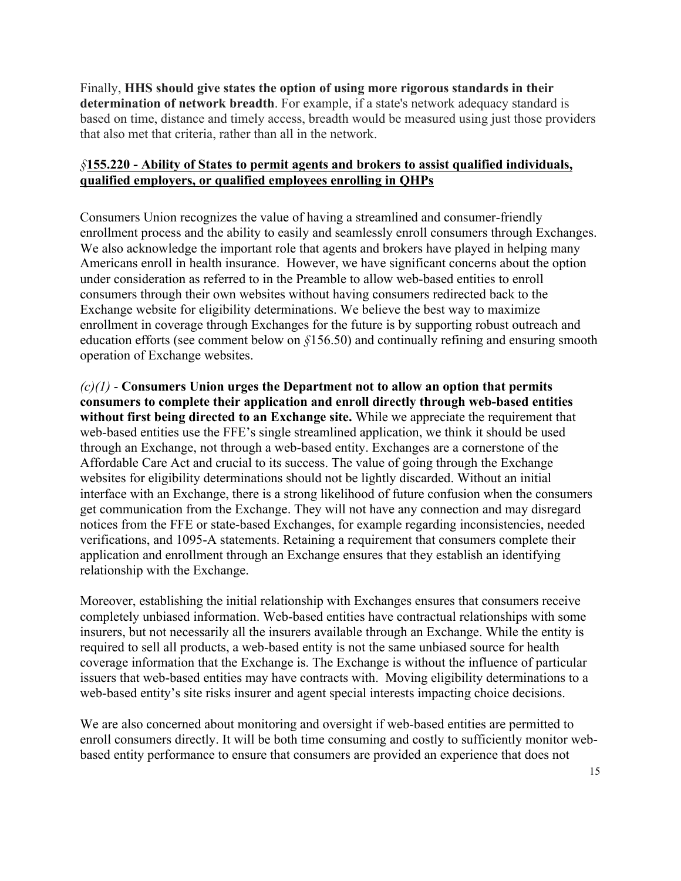Finally, **HHS should give states the option of using more rigorous standards in their determination of network breadth**. For example, if a state's network adequacy standard is based on time, distance and timely access, breadth would be measured using just those providers that also met that criteria, rather than all in the network.

***§*<u>155.220 - Ability of States to permit agents and brokers to assist qualified individuals, qualified employers, or qualified employees enrolling in QHPs</u>**

Consumers Union recognizes the value of having a streamlined and consumer-friendly enrollment process and the ability to easily and seamlessly enroll consumers through Exchanges. We also acknowledge the important role that agents and brokers have played in helping many Americans enroll in health insurance. However, we have significant concerns about the option under consideration as referred to in the Preamble to allow web-based entities to enroll consumers through their own websites without having consumers redirected back to the Exchange website for eligibility determinations. We believe the best way to maximize enrollment in coverage through Exchanges for the future is by supporting robust outreach and education efforts (see comment below on *§*156.50) and continually refining and ensuring smooth operation of Exchange websites.

*(c)(1)* - **Consumers Union urges the Department not to allow an option that permits consumers to complete their application and enroll directly through web-based entities without first being directed to an Exchange site.** While we appreciate the requirement that web-based entities use the FFE's single streamlined application, we think it should be used through an Exchange, not through a web-based entity. Exchanges are a cornerstone of the Affordable Care Act and crucial to its success. The value of going through the Exchange websites for eligibility determinations should not be lightly discarded. Without an initial interface with an Exchange, there is a strong likelihood of future confusion when the consumers get communication from the Exchange. They will not have any connection and may disregard notices from the FFE or state-based Exchanges, for example regarding inconsistencies, needed verifications, and 1095-A statements. Retaining a requirement that consumers complete their application and enrollment through an Exchange ensures that they establish an identifying relationship with the Exchange.

Moreover, establishing the initial relationship with Exchanges ensures that consumers receive completely unbiased information. Web-based entities have contractual relationships with some insurers, but not necessarily all the insurers available through an Exchange. While the entity is required to sell all products, a web-based entity is not the same unbiased source for health coverage information that the Exchange is. The Exchange is without the influence of particular issuers that web-based entities may have contracts with. Moving eligibility determinations to a web-based entity's site risks insurer and agent special interests impacting choice decisions.

We are also concerned about monitoring and oversight if web-based entities are permitted to enroll consumers directly. It will be both time consuming and costly to sufficiently monitor web-based entity performance to ensure that consumers are provided an experience that does not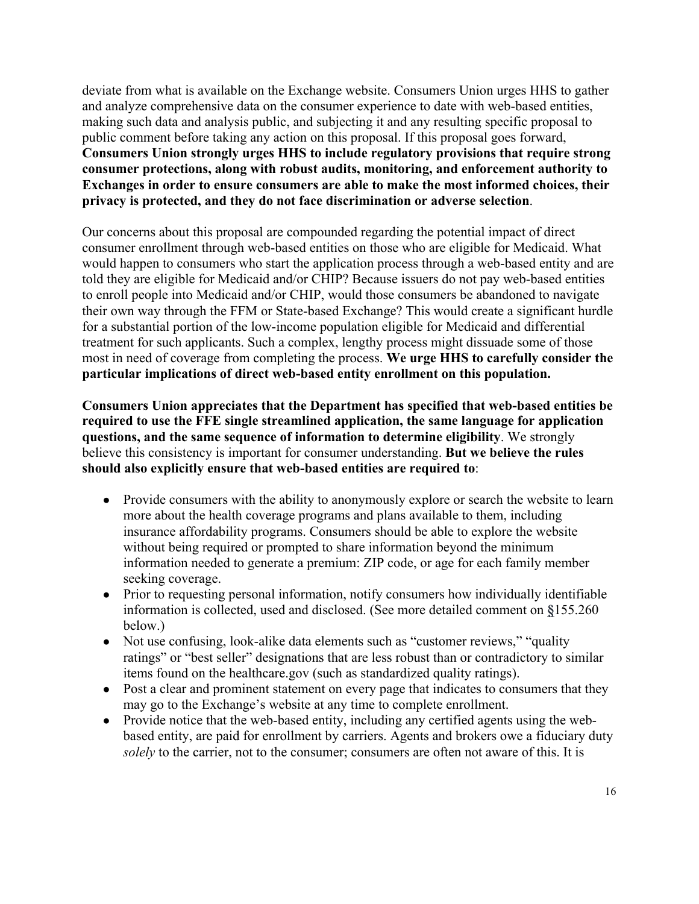deviate from what is available on the Exchange website. Consumers Union urges HHS to gather and analyze comprehensive data on the consumer experience to date with web-based entities, making such data and analysis public, and subjecting it and any resulting specific proposal to public comment before taking any action on this proposal. If this proposal goes forward, **Consumers Union strongly urges HHS to include regulatory provisions that require strong consumer protections, along with robust audits, monitoring, and enforcement authority to Exchanges in order to ensure consumers are able to make the most informed choices, their privacy is protected, and they do not face discrimination or adverse selection**.

Our concerns about this proposal are compounded regarding the potential impact of direct consumer enrollment through web-based entities on those who are eligible for Medicaid. What would happen to consumers who start the application process through a web-based entity and are told they are eligible for Medicaid and/or CHIP? Because issuers do not pay web-based entities to enroll people into Medicaid and/or CHIP, would those consumers be abandoned to navigate their own way through the FFM or State-based Exchange? This would create a significant hurdle for a substantial portion of the low-income population eligible for Medicaid and differential treatment for such applicants. Such a complex, lengthy process might dissuade some of those most in need of coverage from completing the process. **We urge HHS to carefully consider the particular implications of direct web-based entity enrollment on this population.**

**Consumers Union appreciates that the Department has specified that web-based entities be required to use the FFE single streamlined application, the same language for application questions, and the same sequence of information to determine eligibility**. We strongly believe this consistency is important for consumer understanding. **But we believe the rules should also explicitly ensure that web-based entities are required to**:

- Provide consumers with the ability to anonymously explore or search the website to learn more about the health coverage programs and plans available to them, including insurance affordability programs. Consumers should be able to explore the website without being required or prompted to share information beyond the minimum information needed to generate a premium: ZIP code, or age for each family member seeking coverage.
- Prior to requesting personal information, notify consumers how individually identifiable information is collected, used and disclosed. (See more detailed comment on §155.260 below.)
- Not use confusing, look-alike data elements such as "customer reviews," "quality ratings" or "best seller" designations that are less robust than or contradictory to similar items found on the healthcare.gov (such as standardized quality ratings).
- Post a clear and prominent statement on every page that indicates to consumers that they may go to the Exchange's website at any time to complete enrollment.
- Provide notice that the web-based entity, including any certified agents using the web-based entity, are paid for enrollment by carriers. Agents and brokers owe a fiduciary duty *solely* to the carrier, not to the consumer; consumers are often not aware of this. It is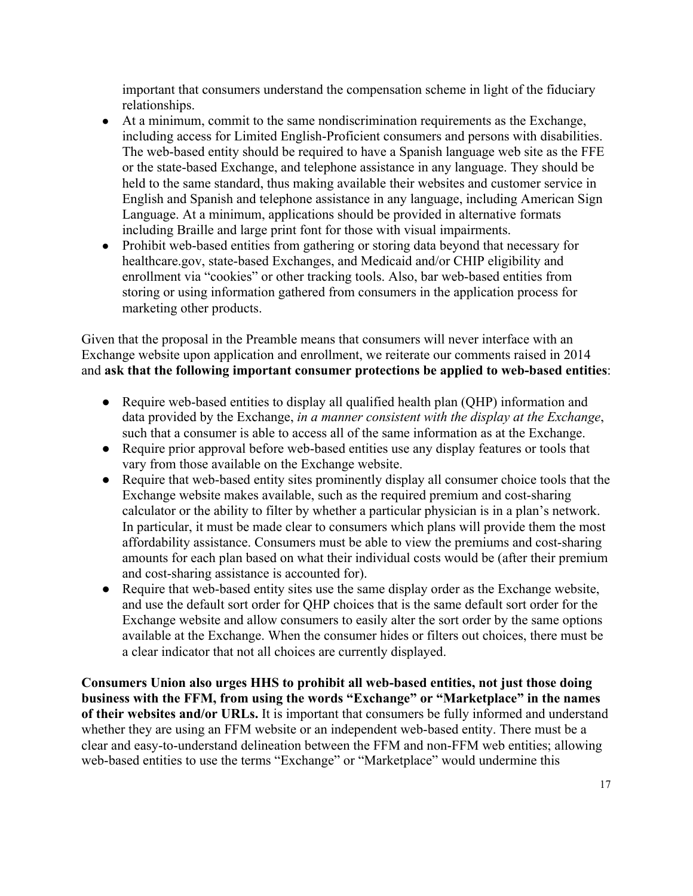important that consumers understand the compensation scheme in light of the fiduciary relationships.

- At a minimum, commit to the same nondiscrimination requirements as the Exchange, including access for Limited English-Proficient consumers and persons with disabilities. The web-based entity should be required to have a Spanish language web site as the FFE or the state-based Exchange, and telephone assistance in any language. They should be held to the same standard, thus making available their websites and customer service in English and Spanish and telephone assistance in any language, including American Sign Language. At a minimum, applications should be provided in alternative formats including Braille and large print font for those with visual impairments.
- Prohibit web-based entities from gathering or storing data beyond that necessary for healthcare.gov, state-based Exchanges, and Medicaid and/or CHIP eligibility and enrollment via "cookies" or other tracking tools. Also, bar web-based entities from storing or using information gathered from consumers in the application process for marketing other products.

Given that the proposal in the Preamble means that consumers will never interface with an Exchange website upon application and enrollment, we reiterate our comments raised in 2014 and **ask that the following important consumer protections be applied to web-based entities**:

- Require web-based entities to display all qualified health plan (QHP) information and data provided by the Exchange, *in a manner consistent with the display at the Exchange*, such that a consumer is able to access all of the same information as at the Exchange.
- Require prior approval before web-based entities use any display features or tools that vary from those available on the Exchange website.
- Require that web-based entity sites prominently display all consumer choice tools that the Exchange website makes available, such as the required premium and cost-sharing calculator or the ability to filter by whether a particular physician is in a plan's network. In particular, it must be made clear to consumers which plans will provide them the most affordability assistance. Consumers must be able to view the premiums and cost-sharing amounts for each plan based on what their individual costs would be (after their premium and cost-sharing assistance is accounted for).
- Require that web-based entity sites use the same display order as the Exchange website, and use the default sort order for QHP choices that is the same default sort order for the Exchange website and allow consumers to easily alter the sort order by the same options available at the Exchange. When the consumer hides or filters out choices, there must be a clear indicator that not all choices are currently displayed.

**Consumers Union also urges HHS to prohibit all web-based entities, not just those doing business with the FFM, from using the words "Exchange" or "Marketplace" in the names of their websites and/or URLs.** It is important that consumers be fully informed and understand whether they are using an FFM website or an independent web-based entity. There must be a clear and easy-to-understand delineation between the FFM and non-FFM web entities; allowing web-based entities to use the terms "Exchange" or "Marketplace" would undermine this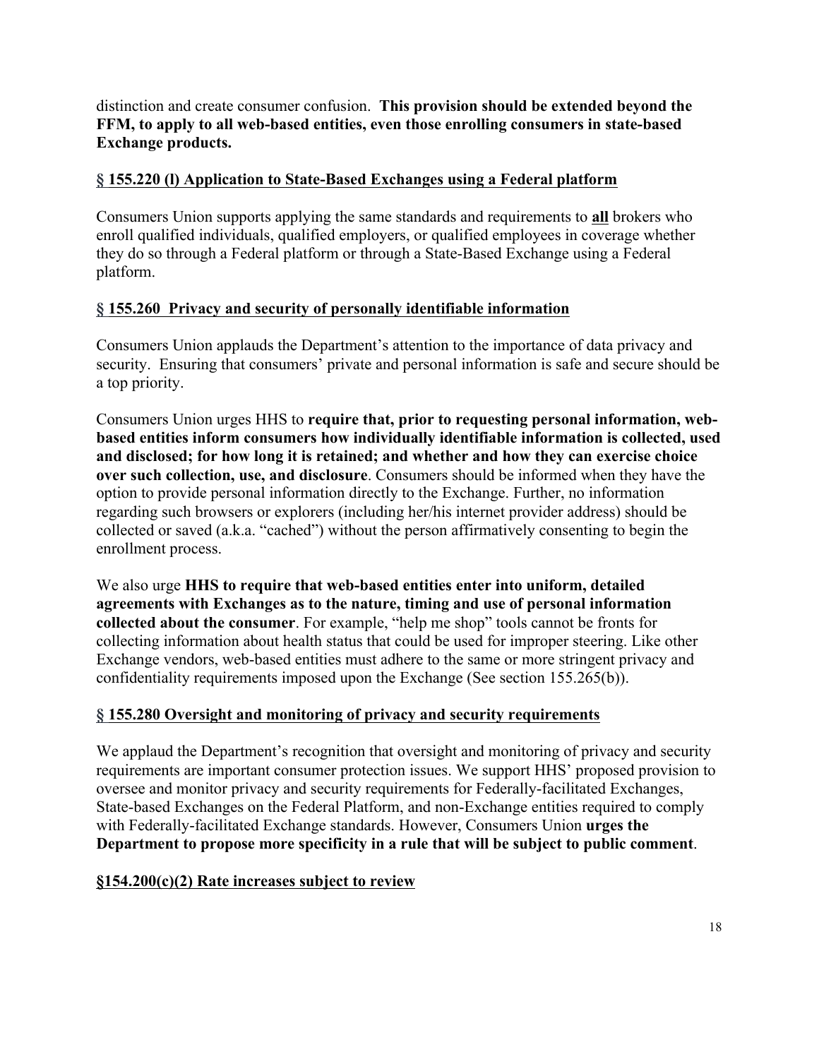distinction and create consumer confusion. **This provision should be extended beyond the FFM, to apply to all web-based entities, even those enrolling consumers in state-based Exchange products.**

## § 155.220 (l) Application to State-Based Exchanges using a Federal platform

Consumers Union supports applying the same standards and requirements to **all** brokers who enroll qualified individuals, qualified employers, or qualified employees in coverage whether they do so through a Federal platform or through a State-Based Exchange using a Federal platform.

## § 155.260 Privacy and security of personally identifiable information

Consumers Union applauds the Department's attention to the importance of data privacy and security. Ensuring that consumers' private and personal information is safe and secure should be a top priority.

Consumers Union urges HHS to **require that, prior to requesting personal information, web-based entities inform consumers how individually identifiable information is collected, used and disclosed; for how long it is retained; and whether and how they can exercise choice over such collection, use, and disclosure**. Consumers should be informed when they have the option to provide personal information directly to the Exchange. Further, no information regarding such browsers or explorers (including her/his internet provider address) should be collected or saved (a.k.a. "cached") without the person affirmatively consenting to begin the enrollment process.

We also urge **HHS to require that web-based entities enter into uniform, detailed agreements with Exchanges as to the nature, timing and use of personal information collected about the consumer**. For example, "help me shop" tools cannot be fronts for collecting information about health status that could be used for improper steering. Like other Exchange vendors, web-based entities must adhere to the same or more stringent privacy and confidentiality requirements imposed upon the Exchange (See section 155.265(b)).

## § 155.280 Oversight and monitoring of privacy and security requirements

We applaud the Department's recognition that oversight and monitoring of privacy and security requirements are important consumer protection issues. We support HHS' proposed provision to oversee and monitor privacy and security requirements for Federally-facilitated Exchanges, State-based Exchanges on the Federal Platform, and non-Exchange entities required to comply with Federally-facilitated Exchange standards. However, Consumers Union **urges the Department to propose more specificity in a rule that will be subject to public comment**.

## §154.200(c)(2) Rate increases subject to review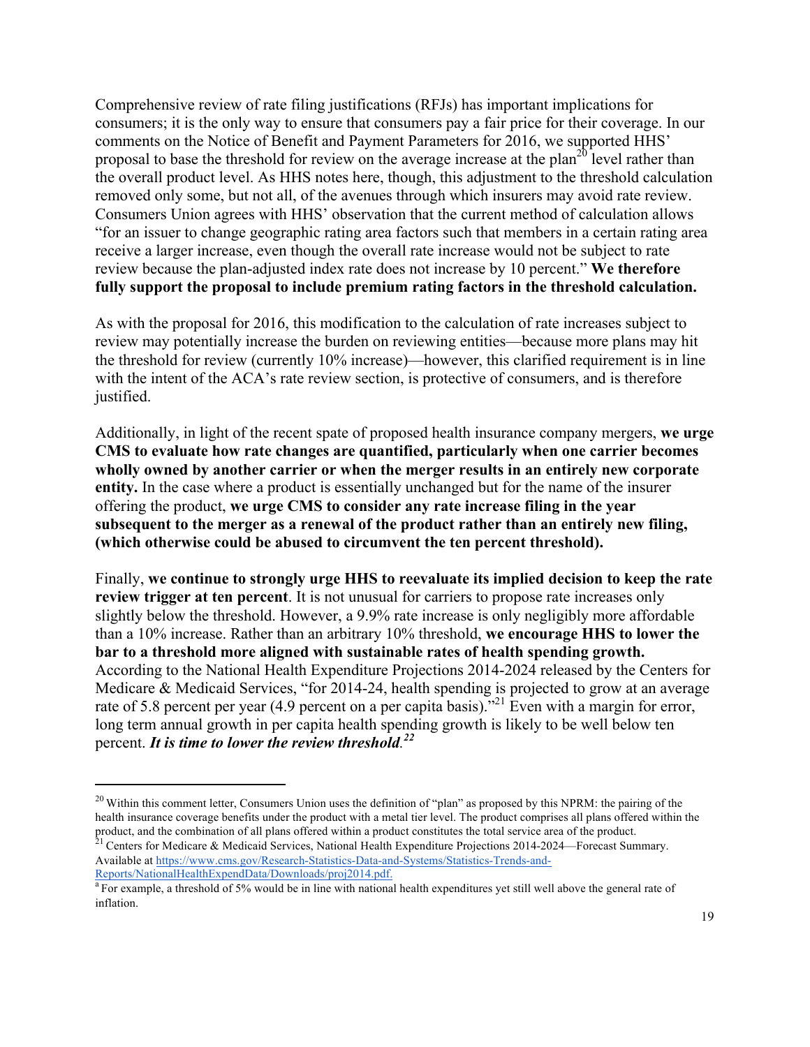Comprehensive review of rate filing justifications (RFJs) has important implications for consumers; it is the only way to ensure that consumers pay a fair price for their coverage. In our comments on the Notice of Benefit and Payment Parameters for 2016, we supported HHS' proposal to base the threshold for review on the average increase at the plan[20] level rather than the overall product level. As HHS notes here, though, this adjustment to the threshold calculation removed only some, but not all, of the avenues through which insurers may avoid rate review. Consumers Union agrees with HHS' observation that the current method of calculation allows "for an issuer to change geographic rating area factors such that members in a certain rating area receive a larger increase, even though the overall rate increase would not be subject to rate review because the plan-adjusted index rate does not increase by 10 percent." **We therefore fully support the proposal to include premium rating factors in the threshold calculation.**

As with the proposal for 2016, this modification to the calculation of rate increases subject to review may potentially increase the burden on reviewing entities—because more plans may hit the threshold for review (currently 10% increase)—however, this clarified requirement is in line with the intent of the ACA's rate review section, is protective of consumers, and is therefore justified.

Additionally, in light of the recent spate of proposed health insurance company mergers, **we urge CMS to evaluate how rate changes are quantified, particularly when one carrier becomes wholly owned by another carrier or when the merger results in an entirely new corporate entity.** In the case where a product is essentially unchanged but for the name of the insurer offering the product, **we urge CMS to consider any rate increase filing in the year subsequent to the merger as a renewal of the product rather than an entirely new filing, (which otherwise could be abused to circumvent the ten percent threshold).**

Finally, **we continue to strongly urge HHS to reevaluate its implied decision to keep the rate review trigger at ten percent**. It is not unusual for carriers to propose rate increases only slightly below the threshold. However, a 9.9% rate increase is only negligibly more affordable than a 10% increase. Rather than an arbitrary 10% threshold, **we encourage HHS to lower the bar to a threshold more aligned with sustainable rates of health spending growth.** According to the National Health Expenditure Projections 2014-2024 released by the Centers for Medicare & Medicaid Services, "for 2014-24, health spending is projected to grow at an average rate of 5.8 percent per year (4.9 percent on a per capita basis)."[21] Even with a margin for error, long term annual growth in per capita health spending growth is likely to be well below ten percent. ***It is time to lower the review threshold.***[22]

---

[20] Within this comment letter, Consumers Union uses the definition of "plan" as proposed by this NPRM: the pairing of the health insurance coverage benefits under the product with a metal tier level. The product comprises all plans offered within the product, and the combination of all plans offered within a product constitutes the total service area of the product.

[21] Centers for Medicare & Medicaid Services, National Health Expenditure Projections 2014-2024—Forecast Summary. Available at https://www.cms.gov/Research-Statistics-Data-and-Systems/Statistics-Trends-and-Reports/NationalHealthExpendData/Downloads/proj2014.pdf.

[a] For example, a threshold of 5% would be in line with national health expenditures yet still well above the general rate of inflation.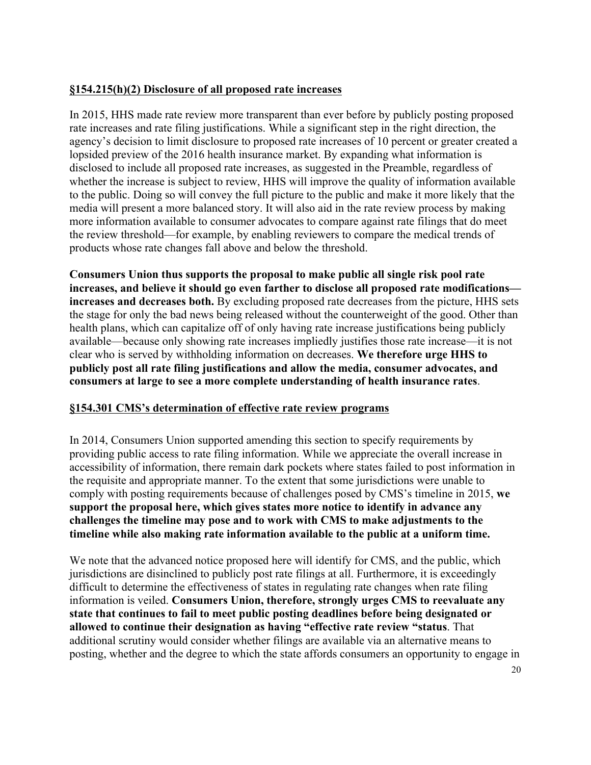**§154.215(h)(2) Disclosure of all proposed rate increases**

In 2015, HHS made rate review more transparent than ever before by publicly posting proposed rate increases and rate filing justifications. While a significant step in the right direction, the agency's decision to limit disclosure to proposed rate increases of 10 percent or greater created a lopsided preview of the 2016 health insurance market. By expanding what information is disclosed to include all proposed rate increases, as suggested in the Preamble, regardless of whether the increase is subject to review, HHS will improve the quality of information available to the public. Doing so will convey the full picture to the public and make it more likely that the media will present a more balanced story. It will also aid in the rate review process by making more information available to consumer advocates to compare against rate filings that do meet the review threshold—for example, by enabling reviewers to compare the medical trends of products whose rate changes fall above and below the threshold.

**Consumers Union thus supports the proposal to make public all single risk pool rate increases, and believe it should go even farther to disclose all proposed rate modifications—increases and decreases both.** By excluding proposed rate decreases from the picture, HHS sets the stage for only the bad news being released without the counterweight of the good. Other than health plans, which can capitalize off of only having rate increase justifications being publicly available—because only showing rate increases impliedly justifies those rate increase—it is not clear who is served by withholding information on decreases. **We therefore urge HHS to publicly post all rate filing justifications and allow the media, consumer advocates, and consumers at large to see a more complete understanding of health insurance rates**.

**§154.301 CMS's determination of effective rate review programs**

In 2014, Consumers Union supported amending this section to specify requirements by providing public access to rate filing information. While we appreciate the overall increase in accessibility of information, there remain dark pockets where states failed to post information in the requisite and appropriate manner. To the extent that some jurisdictions were unable to comply with posting requirements because of challenges posed by CMS's timeline in 2015, **we support the proposal here, which gives states more notice to identify in advance any challenges the timeline may pose and to work with CMS to make adjustments to the timeline while also making rate information available to the public at a uniform time.**

We note that the advanced notice proposed here will identify for CMS, and the public, which jurisdictions are disinclined to publicly post rate filings at all. Furthermore, it is exceedingly difficult to determine the effectiveness of states in regulating rate changes when rate filing information is veiled. **Consumers Union, therefore, strongly urges CMS to reevaluate any state that continues to fail to meet public posting deadlines before being designated or allowed to continue their designation as having "effective rate review "status**. That additional scrutiny would consider whether filings are available via an alternative means to posting, whether and the degree to which the state affords consumers an opportunity to engage in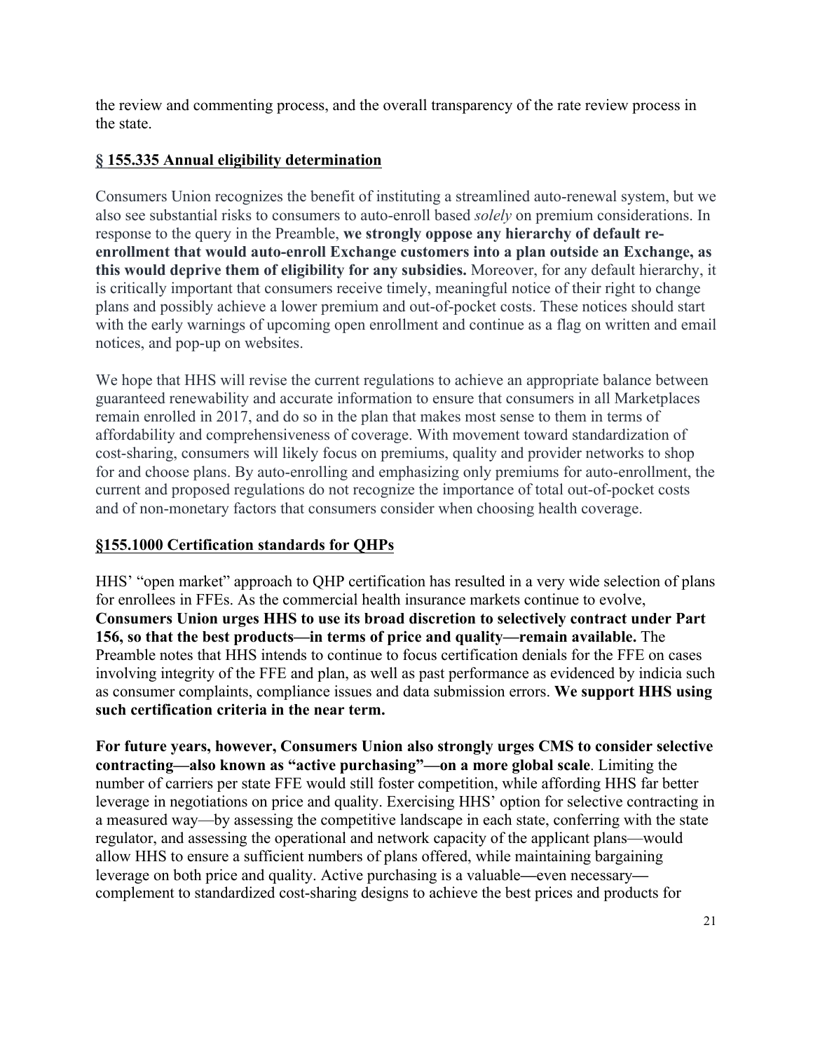the review and commenting process, and the overall transparency of the rate review process in the state.

## § 155.335 Annual eligibility determination

Consumers Union recognizes the benefit of instituting a streamlined auto-renewal system, but we also see substantial risks to consumers to auto-enroll based *solely* on premium considerations. In response to the query in the Preamble, **we strongly oppose any hierarchy of default re-enrollment that would auto-enroll Exchange customers into a plan outside an Exchange, as this would deprive them of eligibility for any subsidies.** Moreover, for any default hierarchy, it is critically important that consumers receive timely, meaningful notice of their right to change plans and possibly achieve a lower premium and out-of-pocket costs. These notices should start with the early warnings of upcoming open enrollment and continue as a flag on written and email notices, and pop-up on websites.

We hope that HHS will revise the current regulations to achieve an appropriate balance between guaranteed renewability and accurate information to ensure that consumers in all Marketplaces remain enrolled in 2017, and do so in the plan that makes most sense to them in terms of affordability and comprehensiveness of coverage. With movement toward standardization of cost-sharing, consumers will likely focus on premiums, quality and provider networks to shop for and choose plans. By auto-enrolling and emphasizing only premiums for auto-enrollment, the current and proposed regulations do not recognize the importance of total out-of-pocket costs and of non-monetary factors that consumers consider when choosing health coverage.

## §155.1000 Certification standards for QHPs

HHS' "open market" approach to QHP certification has resulted in a very wide selection of plans for enrollees in FFEs. As the commercial health insurance markets continue to evolve, **Consumers Union urges HHS to use its broad discretion to selectively contract under Part 156, so that the best products—in terms of price and quality—remain available.** The Preamble notes that HHS intends to continue to focus certification denials for the FFE on cases involving integrity of the FFE and plan, as well as past performance as evidenced by indicia such as consumer complaints, compliance issues and data submission errors. **We support HHS using such certification criteria in the near term.**

**For future years, however, Consumers Union also strongly urges CMS to consider selective contracting—also known as "active purchasing"—on a more global scale**. Limiting the number of carriers per state FFE would still foster competition, while affording HHS far better leverage in negotiations on price and quality. Exercising HHS' option for selective contracting in a measured way—by assessing the competitive landscape in each state, conferring with the state regulator, and assessing the operational and network capacity of the applicant plans—would allow HHS to ensure a sufficient numbers of plans offered, while maintaining bargaining leverage on both price and quality. Active purchasing is a valuable—even necessary—complement to standardized cost-sharing designs to achieve the best prices and products for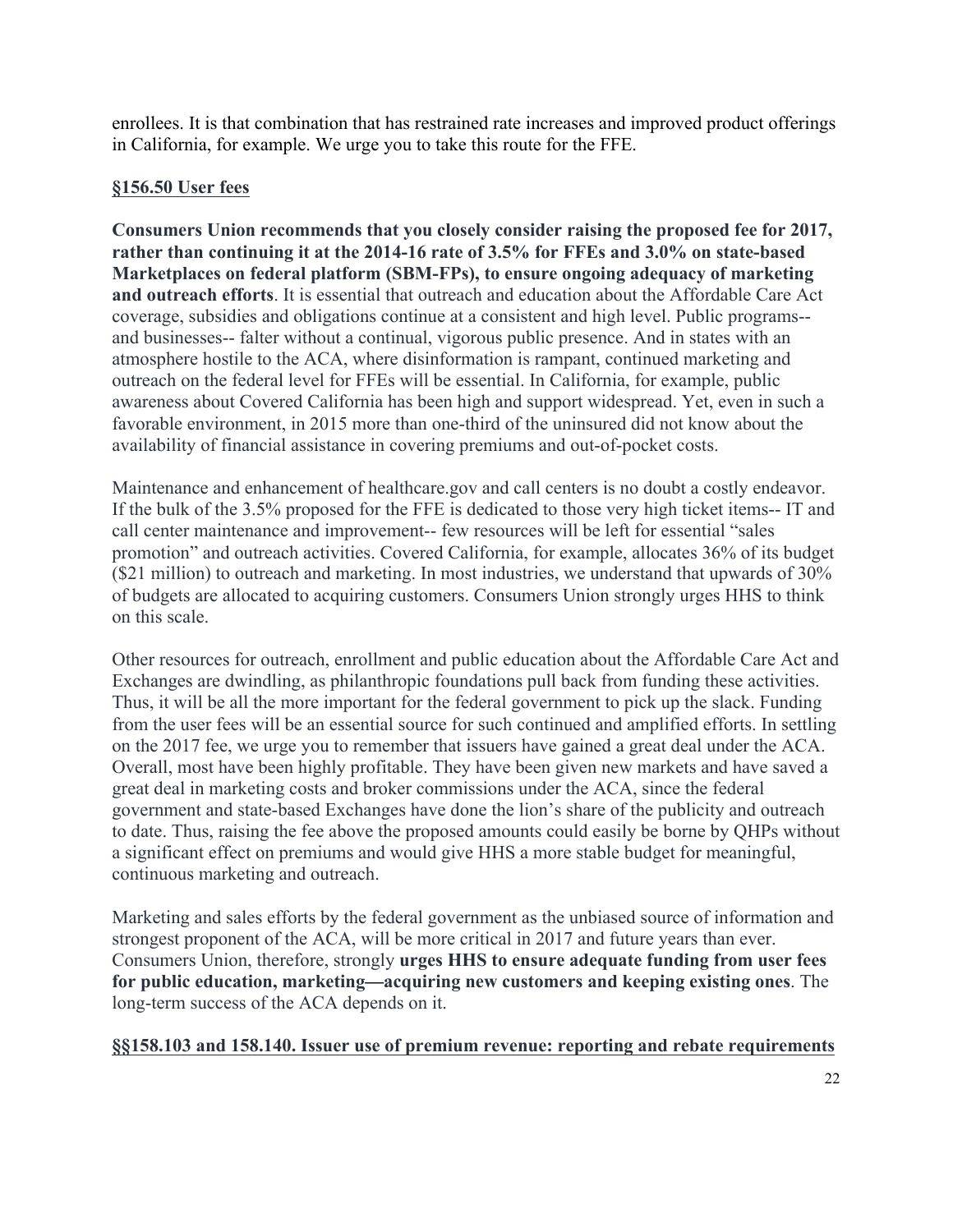enrollees. It is that combination that has restrained rate increases and improved product offerings in California, for example. We urge you to take this route for the FFE.

**<u>§156.50 User fees</u>**

**Consumers Union recommends that you closely consider raising the proposed fee for 2017, rather than continuing it at the 2014-16 rate of 3.5% for FFEs and 3.0% on state-based Marketplaces on federal platform (SBM-FPs), to ensure ongoing adequacy of marketing and outreach efforts**. It is essential that outreach and education about the Affordable Care Act coverage, subsidies and obligations continue at a consistent and high level. Public programs-- and businesses-- falter without a continual, vigorous public presence. And in states with an atmosphere hostile to the ACA, where disinformation is rampant, continued marketing and outreach on the federal level for FFEs will be essential. In California, for example, public awareness about Covered California has been high and support widespread. Yet, even in such a favorable environment, in 2015 more than one-third of the uninsured did not know about the availability of financial assistance in covering premiums and out-of-pocket costs.

Maintenance and enhancement of healthcare.gov and call centers is no doubt a costly endeavor. If the bulk of the 3.5% proposed for the FFE is dedicated to those very high ticket items-- IT and call center maintenance and improvement-- few resources will be left for essential "sales promotion" and outreach activities. Covered California, for example, allocates 36% of its budget ($21 million) to outreach and marketing. In most industries, we understand that upwards of 30% of budgets are allocated to acquiring customers. Consumers Union strongly urges HHS to think on this scale.

Other resources for outreach, enrollment and public education about the Affordable Care Act and Exchanges are dwindling, as philanthropic foundations pull back from funding these activities. Thus, it will be all the more important for the federal government to pick up the slack. Funding from the user fees will be an essential source for such continued and amplified efforts. In settling on the 2017 fee, we urge you to remember that issuers have gained a great deal under the ACA. Overall, most have been highly profitable. They have been given new markets and have saved a great deal in marketing costs and broker commissions under the ACA, since the federal government and state-based Exchanges have done the lion's share of the publicity and outreach to date. Thus, raising the fee above the proposed amounts could easily be borne by QHPs without a significant effect on premiums and would give HHS a more stable budget for meaningful, continuous marketing and outreach.

Marketing and sales efforts by the federal government as the unbiased source of information and strongest proponent of the ACA, will be more critical in 2017 and future years than ever. Consumers Union, therefore, strongly **urges HHS to ensure adequate funding from user fees for public education, marketing—acquiring new customers and keeping existing ones**. The long-term success of the ACA depends on it.

**<u>§§158.103 and 158.140. Issuer use of premium revenue: reporting and rebate requirements</u>**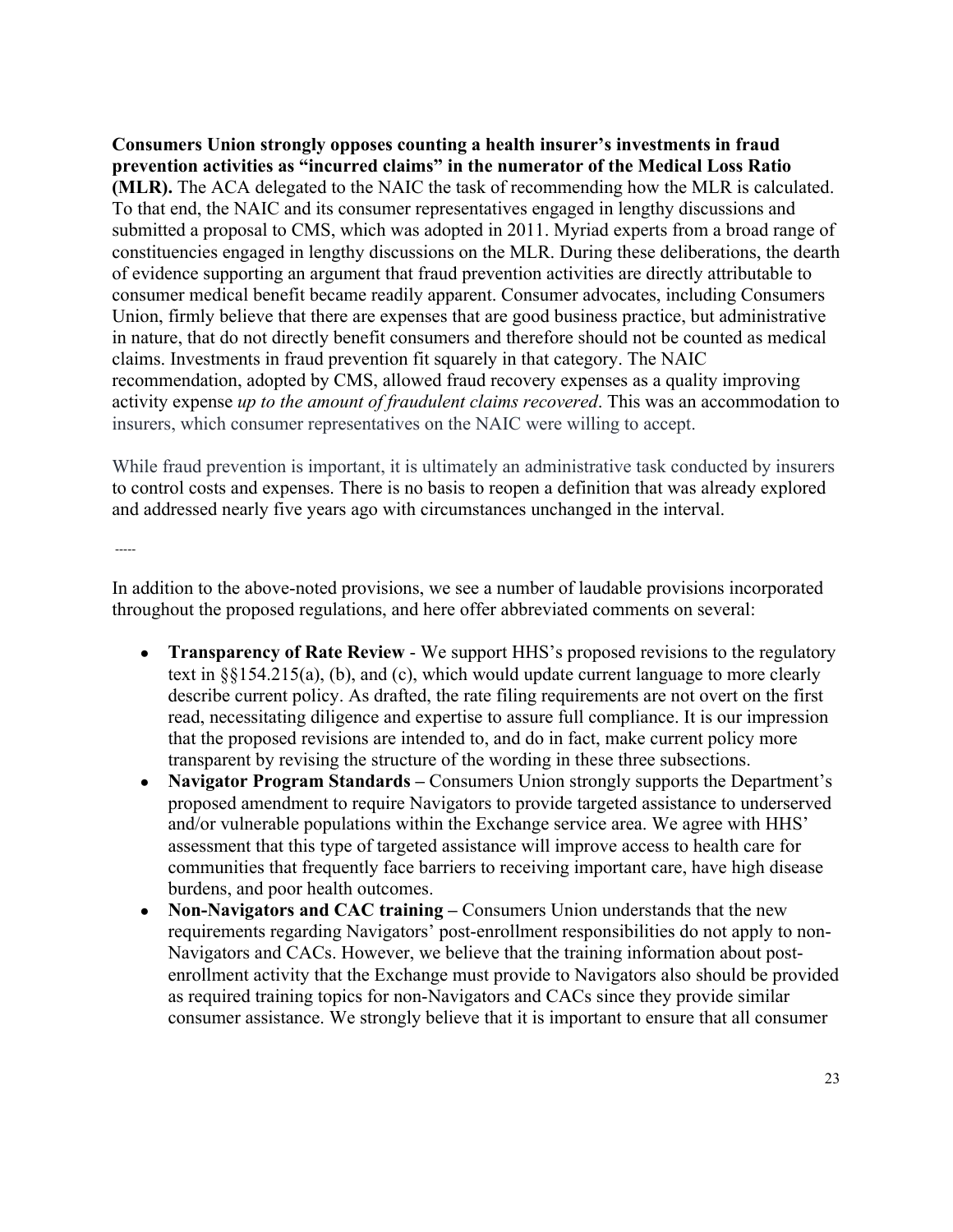**Consumers Union strongly opposes counting a health insurer's investments in fraud prevention activities as "incurred claims" in the numerator of the Medical Loss Ratio (MLR).** The ACA delegated to the NAIC the task of recommending how the MLR is calculated. To that end, the NAIC and its consumer representatives engaged in lengthy discussions and submitted a proposal to CMS, which was adopted in 2011. Myriad experts from a broad range of constituencies engaged in lengthy discussions on the MLR. During these deliberations, the dearth of evidence supporting an argument that fraud prevention activities are directly attributable to consumer medical benefit became readily apparent. Consumer advocates, including Consumers Union, firmly believe that there are expenses that are good business practice, but administrative in nature, that do not directly benefit consumers and therefore should not be counted as medical claims. Investments in fraud prevention fit squarely in that category. The NAIC recommendation, adopted by CMS, allowed fraud recovery expenses as a quality improving activity expense *up to the amount of fraudulent claims recovered*. This was an accommodation to insurers, which consumer representatives on the NAIC were willing to accept.

While fraud prevention is important, it is ultimately an administrative task conducted by insurers to control costs and expenses. There is no basis to reopen a definition that was already explored and addressed nearly five years ago with circumstances unchanged in the interval.

-----

In addition to the above-noted provisions, we see a number of laudable provisions incorporated throughout the proposed regulations, and here offer abbreviated comments on several:

- **Transparency of Rate Review** - We support HHS's proposed revisions to the regulatory text in §§154.215(a), (b), and (c), which would update current language to more clearly describe current policy. As drafted, the rate filing requirements are not overt on the first read, necessitating diligence and expertise to assure full compliance. It is our impression that the proposed revisions are intended to, and do in fact, make current policy more transparent by revising the structure of the wording in these three subsections.
- **Navigator Program Standards –** Consumers Union strongly supports the Department's proposed amendment to require Navigators to provide targeted assistance to underserved and/or vulnerable populations within the Exchange service area. We agree with HHS' assessment that this type of targeted assistance will improve access to health care for communities that frequently face barriers to receiving important care, have high disease burdens, and poor health outcomes.
- **Non-Navigators and CAC training –** Consumers Union understands that the new requirements regarding Navigators' post-enrollment responsibilities do not apply to non-Navigators and CACs. However, we believe that the training information about post-enrollment activity that the Exchange must provide to Navigators also should be provided as required training topics for non-Navigators and CACs since they provide similar consumer assistance. We strongly believe that it is important to ensure that all consumer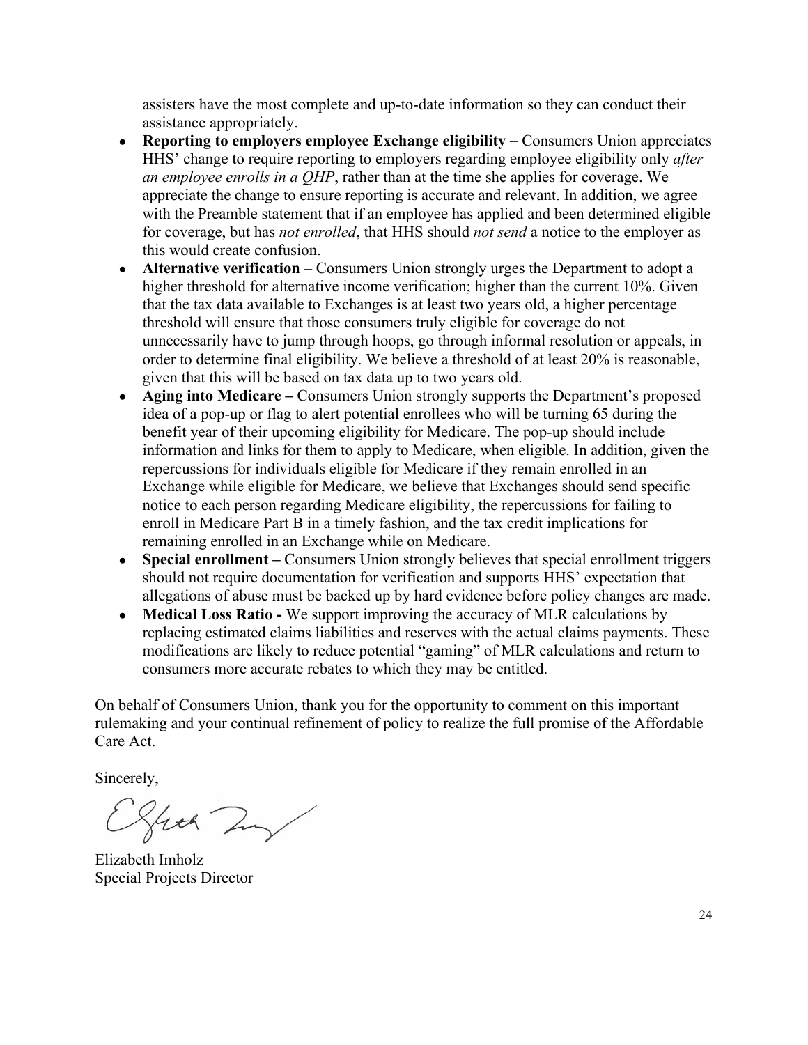assisters have the most complete and up-to-date information so they can conduct their assistance appropriately.

- **Reporting to employers employee Exchange eligibility** – Consumers Union appreciates HHS' change to require reporting to employers regarding employee eligibility only *after an employee enrolls in a QHP*, rather than at the time she applies for coverage. We appreciate the change to ensure reporting is accurate and relevant. In addition, we agree with the Preamble statement that if an employee has applied and been determined eligible for coverage, but has *not enrolled*, that HHS should *not send* a notice to the employer as this would create confusion.
- **Alternative verification** – Consumers Union strongly urges the Department to adopt a higher threshold for alternative income verification; higher than the current 10%. Given that the tax data available to Exchanges is at least two years old, a higher percentage threshold will ensure that those consumers truly eligible for coverage do not unnecessarily have to jump through hoops, go through informal resolution or appeals, in order to determine final eligibility. We believe a threshold of at least 20% is reasonable, given that this will be based on tax data up to two years old.
- **Aging into Medicare –** Consumers Union strongly supports the Department's proposed idea of a pop-up or flag to alert potential enrollees who will be turning 65 during the benefit year of their upcoming eligibility for Medicare. The pop-up should include information and links for them to apply to Medicare, when eligible. In addition, given the repercussions for individuals eligible for Medicare if they remain enrolled in an Exchange while eligible for Medicare, we believe that Exchanges should send specific notice to each person regarding Medicare eligibility, the repercussions for failing to enroll in Medicare Part B in a timely fashion, and the tax credit implications for remaining enrolled in an Exchange while on Medicare.
- **Special enrollment –** Consumers Union strongly believes that special enrollment triggers should not require documentation for verification and supports HHS' expectation that allegations of abuse must be backed up by hard evidence before policy changes are made.
- **Medical Loss Ratio -** We support improving the accuracy of MLR calculations by replacing estimated claims liabilities and reserves with the actual claims payments. These modifications are likely to reduce potential "gaming" of MLR calculations and return to consumers more accurate rebates to which they may be entitled.

On behalf of Consumers Union, thank you for the opportunity to comment on this important rulemaking and your continual refinement of policy to realize the full promise of the Affordable Care Act.

Sincerely,

Elizabeth Imholz
Special Projects Director